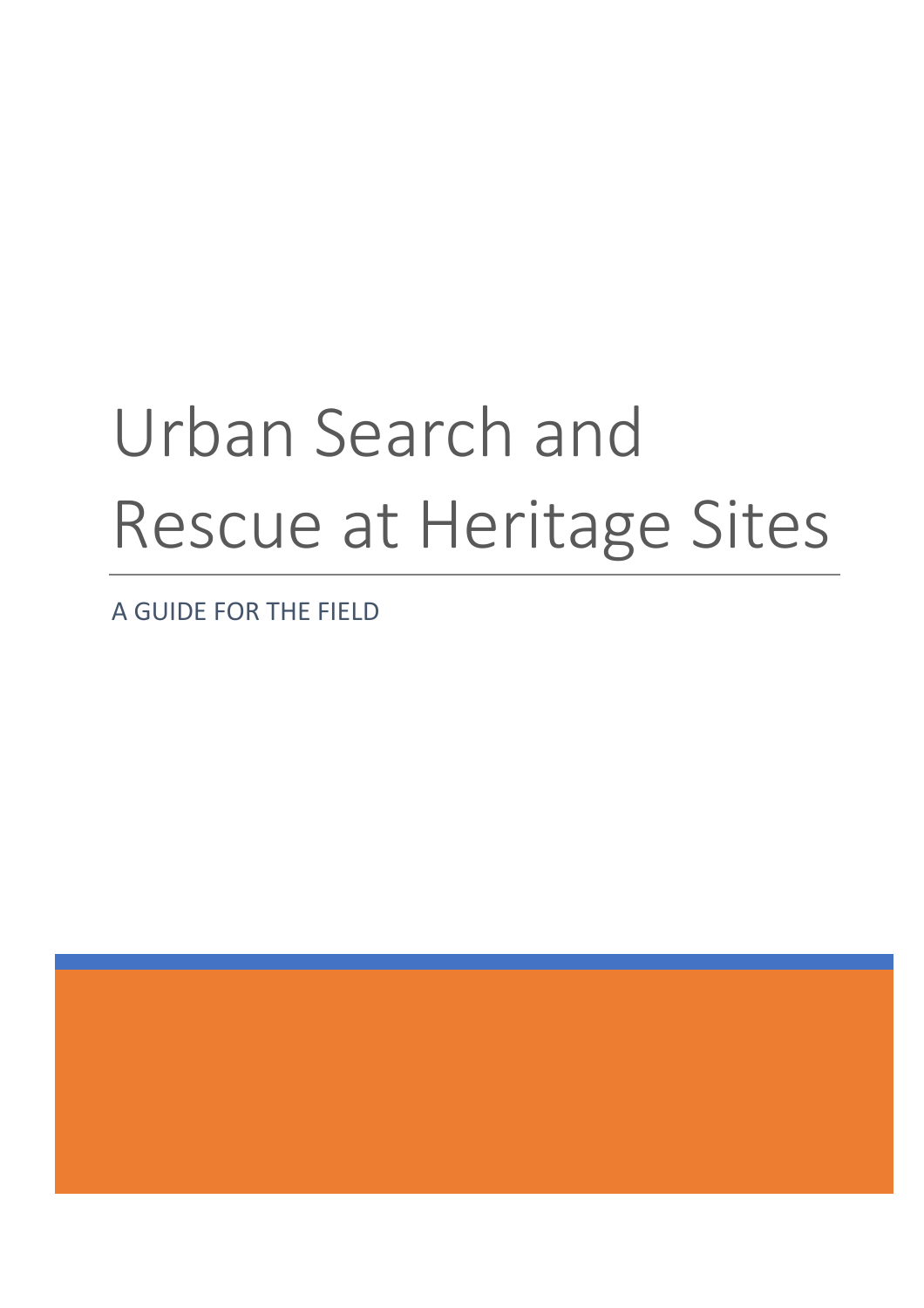# Urban Search and Rescue at Heritage Sites

A GUIDE FOR THE FIELD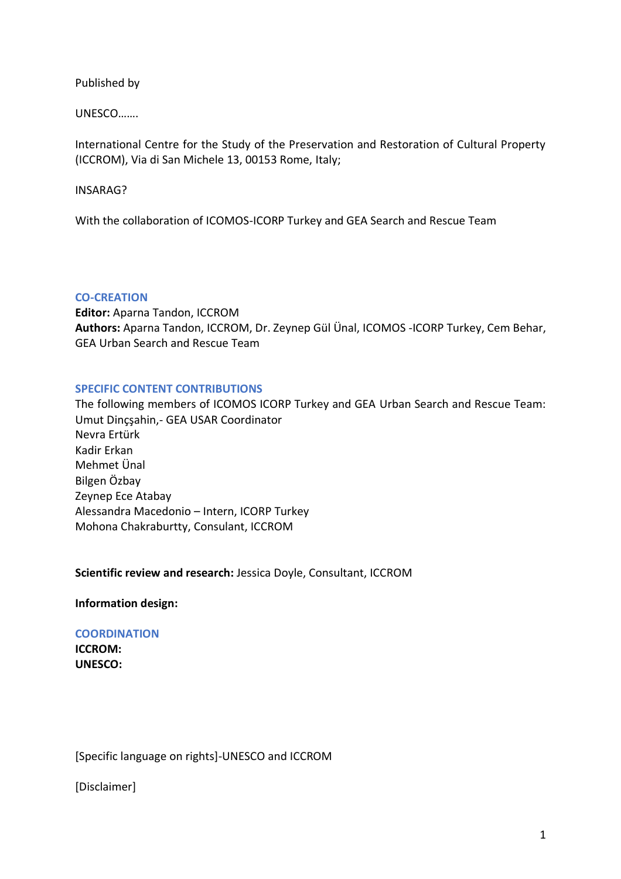Published by

UNESCO…….

International Centre for the Study of the Preservation and Restoration of Cultural Property (ICCROM), Via di San Michele 13, 00153 Rome, Italy;

INSARAG?

With the collaboration of ICOMOS-ICORP Turkey and GEA Search and Rescue Team

## CO-CREATION

**Editor:** Aparna Tandon, ICCROM
**Authors:** Aparna Tandon, ICCROM, Dr. Zeynep Gül Ünal, ICOMOS -ICORP Turkey, Cem Behar, GEA Urban Search and Rescue Team

## SPECIFIC CONTENT CONTRIBUTIONS

The following members of ICOMOS ICORP Turkey and GEA Urban Search and Rescue Team:
Umut Dinçşahin,- GEA USAR Coordinator
Nevra Ertürk
Kadir Erkan
Mehmet Ünal
Bilgen Özbay
Zeynep Ece Atabay
Alessandra Macedonio – Intern, ICORP Turkey
Mohona Chakraburtty, Consulant, ICCROM

**Scientific review and research:** Jessica Doyle, Consultant, ICCROM

**Information design:**

## COORDINATION

**ICCROM:**
**UNESCO:**

[Specific language on rights]-UNESCO and ICCROM

[Disclaimer]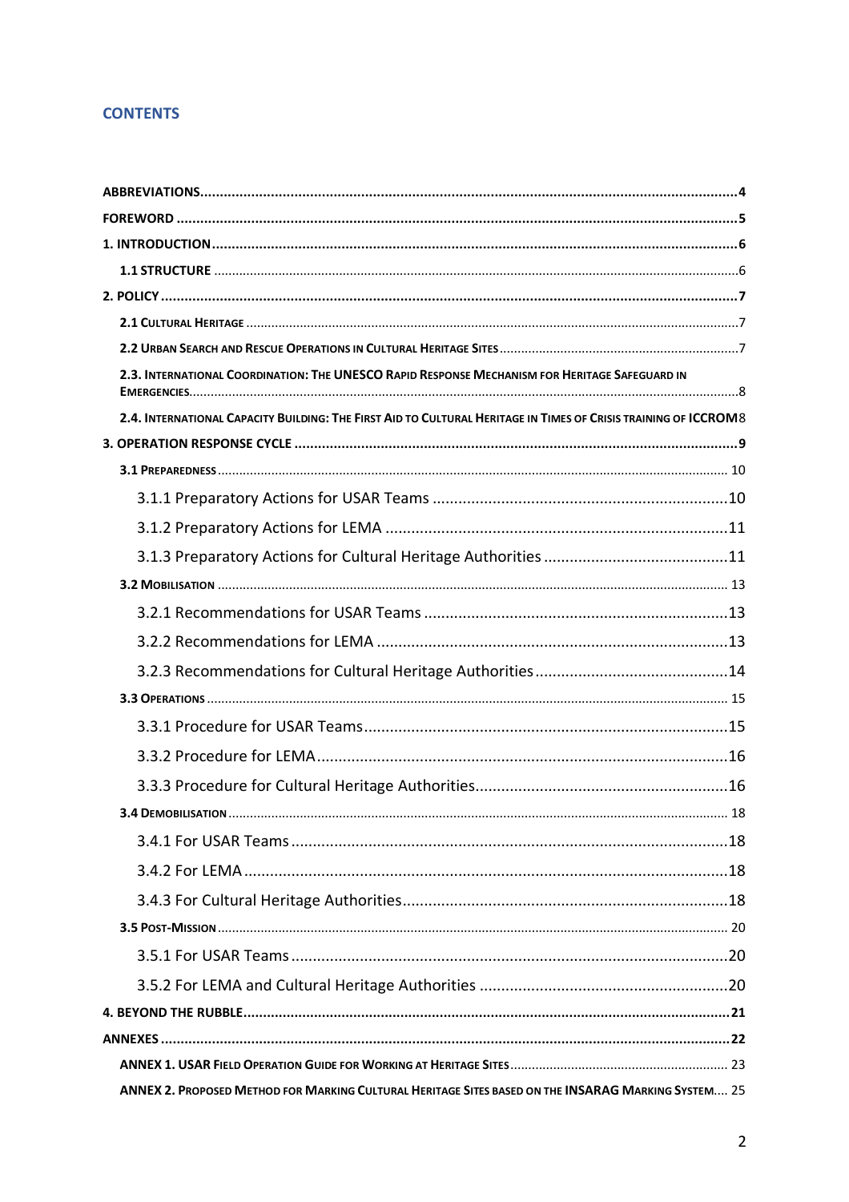## CONTENTS

- **ABBREVIATIONS** 4
- **FOREWORD** 5
- **1. INTRODUCTION** 6
  - **1.1 STRUCTURE** 6
- **2. POLICY** 7
  - **2.1 CULTURAL HERITAGE** 7
  - **2.2 URBAN SEARCH AND RESCUE OPERATIONS IN CULTURAL HERITAGE SITES** 7
  - **2.3. INTERNATIONAL COORDINATION: THE UNESCO RAPID RESPONSE MECHANISM FOR HERITAGE SAFEGUARD IN EMERGENCIES** 8
  - **2.4. INTERNATIONAL CAPACITY BUILDING: THE FIRST AID TO CULTURAL HERITAGE IN TIMES OF CRISIS TRAINING OF ICCROM** 8
- **3. OPERATION RESPONSE CYCLE** 9
  - **3.1 PREPAREDNESS** 10
    - 3.1.1 Preparatory Actions for USAR Teams 10
    - 3.1.2 Preparatory Actions for LEMA 11
    - 3.1.3 Preparatory Actions for Cultural Heritage Authorities 11
  - **3.2 MOBILISATION** 13
    - 3.2.1 Recommendations for USAR Teams 13
    - 3.2.2 Recommendations for LEMA 13
    - 3.2.3 Recommendations for Cultural Heritage Authorities 14
  - **3.3 OPERATIONS** 15
    - 3.3.1 Procedure for USAR Teams 15
    - 3.3.2 Procedure for LEMA 16
    - 3.3.3 Procedure for Cultural Heritage Authorities 16
  - **3.4 DEMOBILISATION** 18
    - 3.4.1 For USAR Teams 18
    - 3.4.2 For LEMA 18
    - 3.4.3 For Cultural Heritage Authorities 18
  - **3.5 POST-MISSION** 20
    - 3.5.1 For USAR Teams 20
    - 3.5.2 For LEMA and Cultural Heritage Authorities 20
- **4. BEYOND THE RUBBLE** 21
- **ANNEXES** 22
  - **ANNEX 1. USAR FIELD OPERATION GUIDE FOR WORKING AT HERITAGE SITES** 23
  - **ANNEX 2. PROPOSED METHOD FOR MARKING CULTURAL HERITAGE SITES BASED ON THE INSARAG MARKING SYSTEM** 25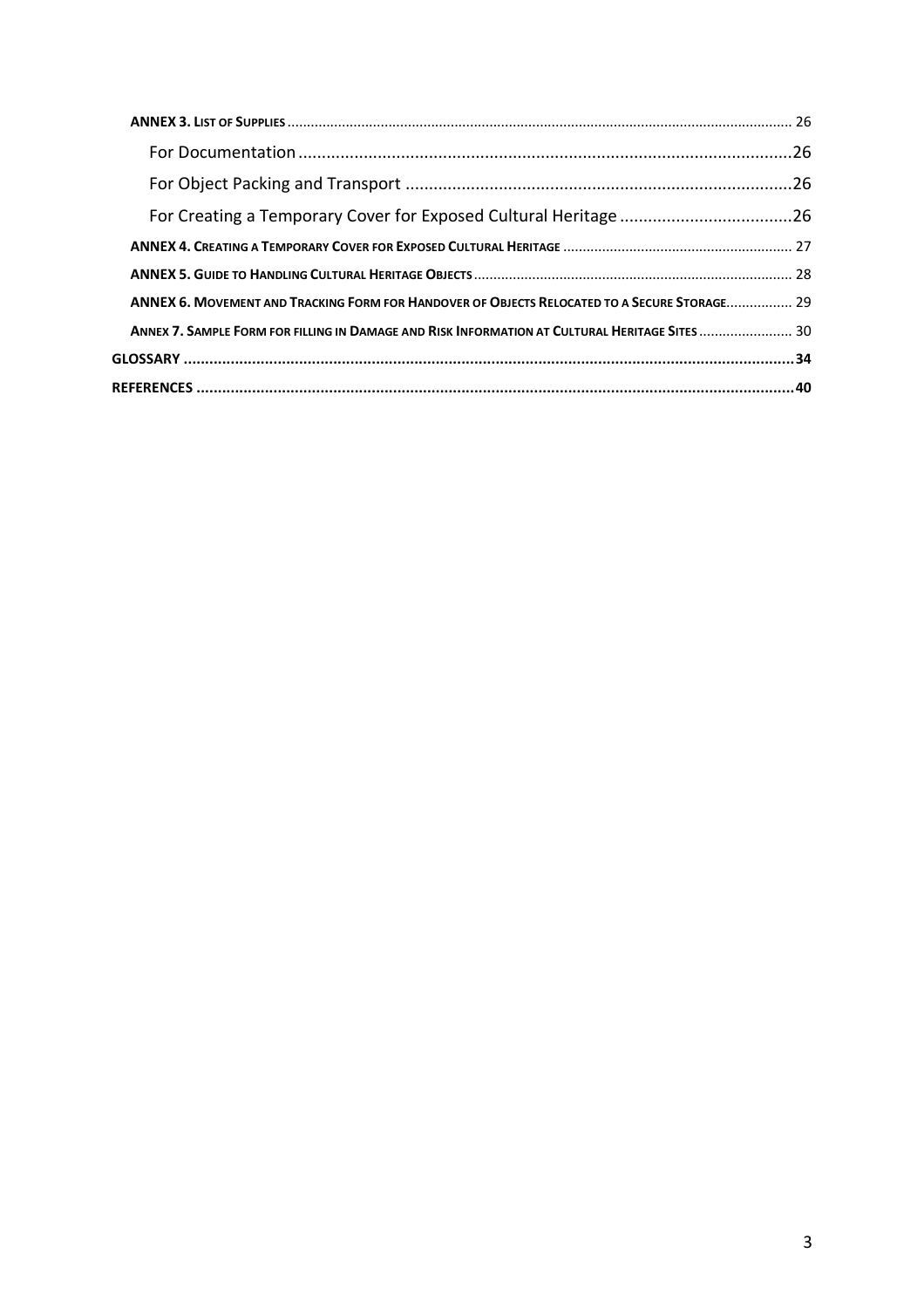**ANNEX 3. List of Supplies** 26

For Documentation 26

For Object Packing and Transport 26

For Creating a Temporary Cover for Exposed Cultural Heritage 26

**ANNEX 4. Creating a Temporary Cover for Exposed Cultural Heritage** 27

**ANNEX 5. Guide to Handling Cultural Heritage Objects** 28

**ANNEX 6. Movement and Tracking Form for Handover of Objects Relocated to a Secure Storage** 29

**Annex 7. Sample Form for filling in Damage and Risk Information at Cultural Heritage Sites** 30

**GLOSSARY** 34

**REFERENCES** 40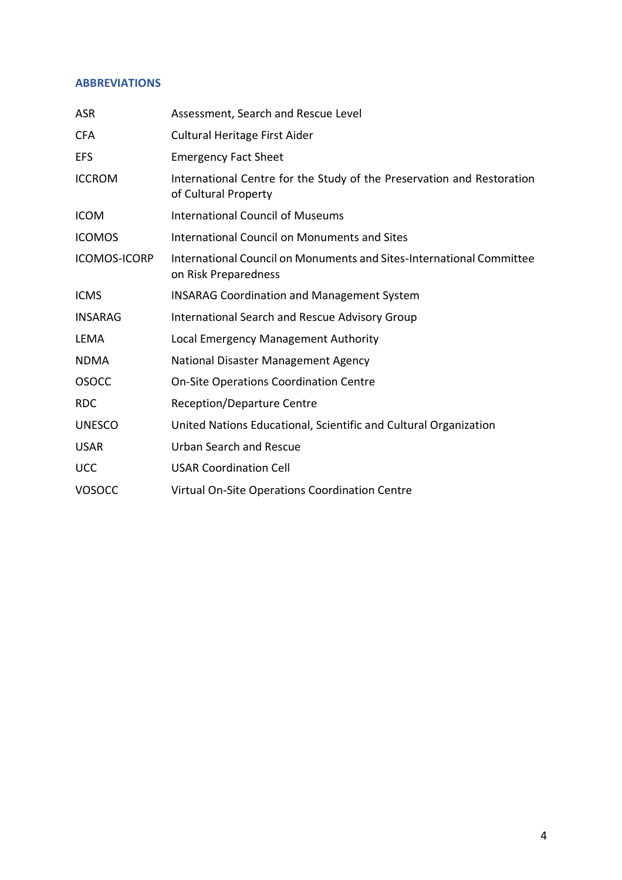## ABBREVIATIONS

| | |
|---|---|
| ASR | Assessment, Search and Rescue Level |
| CFA | Cultural Heritage First Aider |
| EFS | Emergency Fact Sheet |
| ICCROM | International Centre for the Study of the Preservation and Restoration of Cultural Property |
| ICOM | International Council of Museums |
| ICOMOS | International Council on Monuments and Sites |
| ICOMOS-ICORP | International Council on Monuments and Sites-International Committee on Risk Preparedness |
| ICMS | INSARAG Coordination and Management System |
| INSARAG | International Search and Rescue Advisory Group |
| LEMA | Local Emergency Management Authority |
| NDMA | National Disaster Management Agency |
| OSOCC | On-Site Operations Coordination Centre |
| RDC | Reception/Departure Centre |
| UNESCO | United Nations Educational, Scientific and Cultural Organization |
| USAR | Urban Search and Rescue |
| UCC | USAR Coordination Cell |
| VOSOCC | Virtual On-Site Operations Coordination Centre |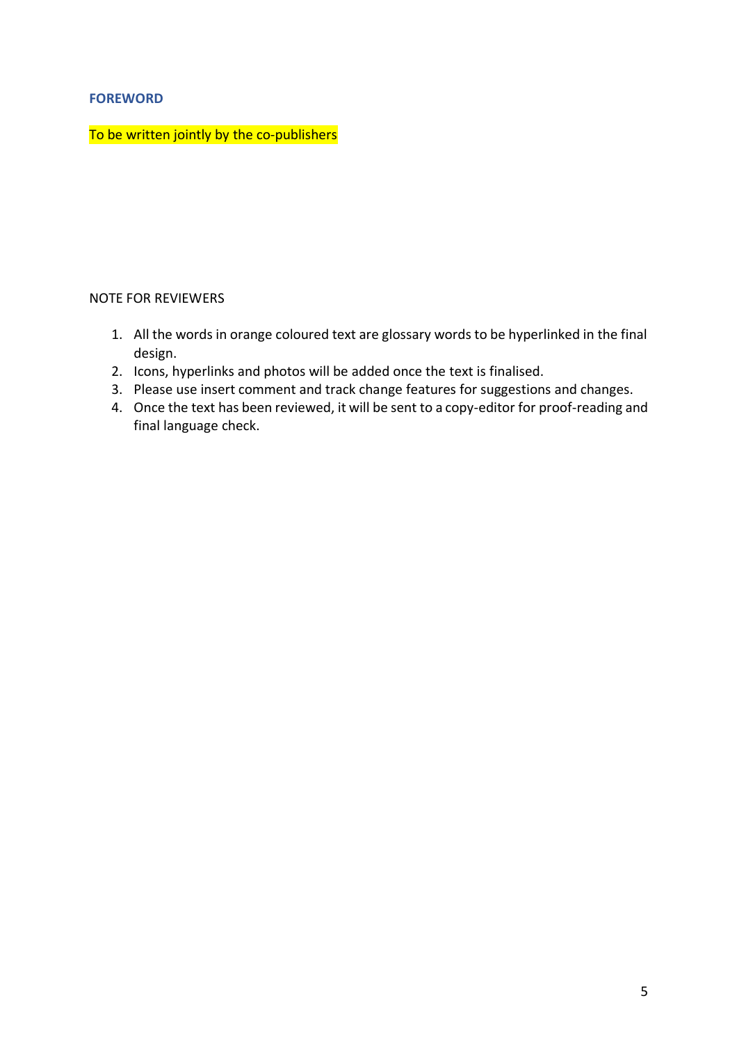## FOREWORD

To be written jointly by the co-publishers

NOTE FOR REVIEWERS

1. All the words in orange coloured text are glossary words to be hyperlinked in the final design.
2. Icons, hyperlinks and photos will be added once the text is finalised.
3. Please use insert comment and track change features for suggestions and changes.
4. Once the text has been reviewed, it will be sent to a copy-editor for proof-reading and final language check.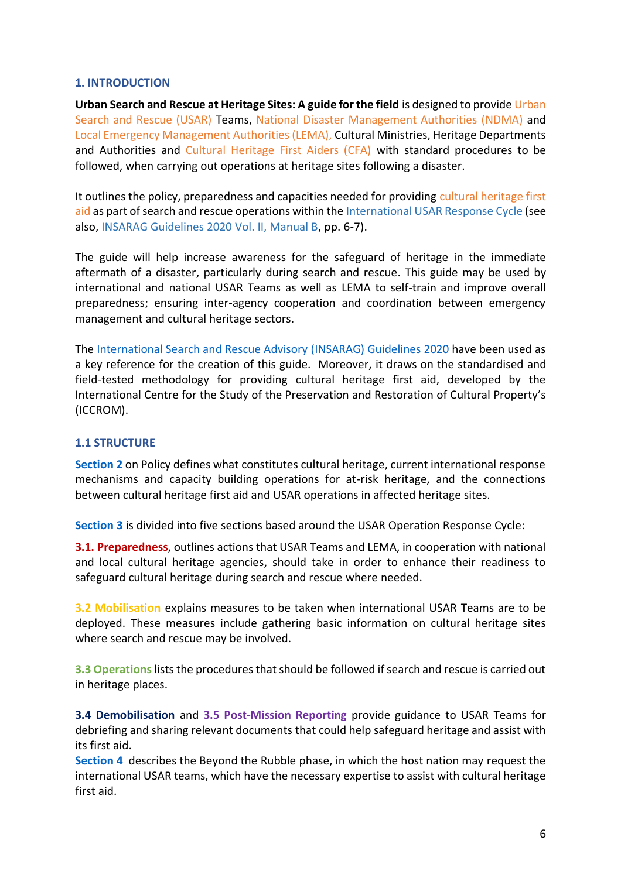## 1. INTRODUCTION

**Urban Search and Rescue at Heritage Sites: A guide for the field** is designed to provide Urban Search and Rescue (USAR) Teams, National Disaster Management Authorities (NDMA) and Local Emergency Management Authorities (LEMA), Cultural Ministries, Heritage Departments and Authorities and Cultural Heritage First Aiders (CFA) with standard procedures to be followed, when carrying out operations at heritage sites following a disaster.

It outlines the policy, preparedness and capacities needed for providing cultural heritage first aid as part of search and rescue operations within the International USAR Response Cycle (see also, INSARAG Guidelines 2020 Vol. II, Manual B, pp. 6-7).

The guide will help increase awareness for the safeguard of heritage in the immediate aftermath of a disaster, particularly during search and rescue. This guide may be used by international and national USAR Teams as well as LEMA to self-train and improve overall preparedness; ensuring inter-agency cooperation and coordination between emergency management and cultural heritage sectors.

The International Search and Rescue Advisory (INSARAG) Guidelines 2020 have been used as a key reference for the creation of this guide. Moreover, it draws on the standardised and field-tested methodology for providing cultural heritage first aid, developed by the International Centre for the Study of the Preservation and Restoration of Cultural Property's (ICCROM).

### 1.1 STRUCTURE

**Section 2** on Policy defines what constitutes cultural heritage, current international response mechanisms and capacity building operations for at-risk heritage, and the connections between cultural heritage first aid and USAR operations in affected heritage sites.

**Section 3** is divided into five sections based around the USAR Operation Response Cycle:

**3.1. Preparedness**, outlines actions that USAR Teams and LEMA, in cooperation with national and local cultural heritage agencies, should take in order to enhance their readiness to safeguard cultural heritage during search and rescue where needed.

**3.2 Mobilisation** explains measures to be taken when international USAR Teams are to be deployed. These measures include gathering basic information on cultural heritage sites where search and rescue may be involved.

**3.3 Operations** lists the procedures that should be followed if search and rescue is carried out in heritage places.

**3.4 Demobilisation** and **3.5 Post-Mission Reporting** provide guidance to USAR Teams for debriefing and sharing relevant documents that could help safeguard heritage and assist with its first aid.

**Section 4** describes the Beyond the Rubble phase, in which the host nation may request the international USAR teams, which have the necessary expertise to assist with cultural heritage first aid.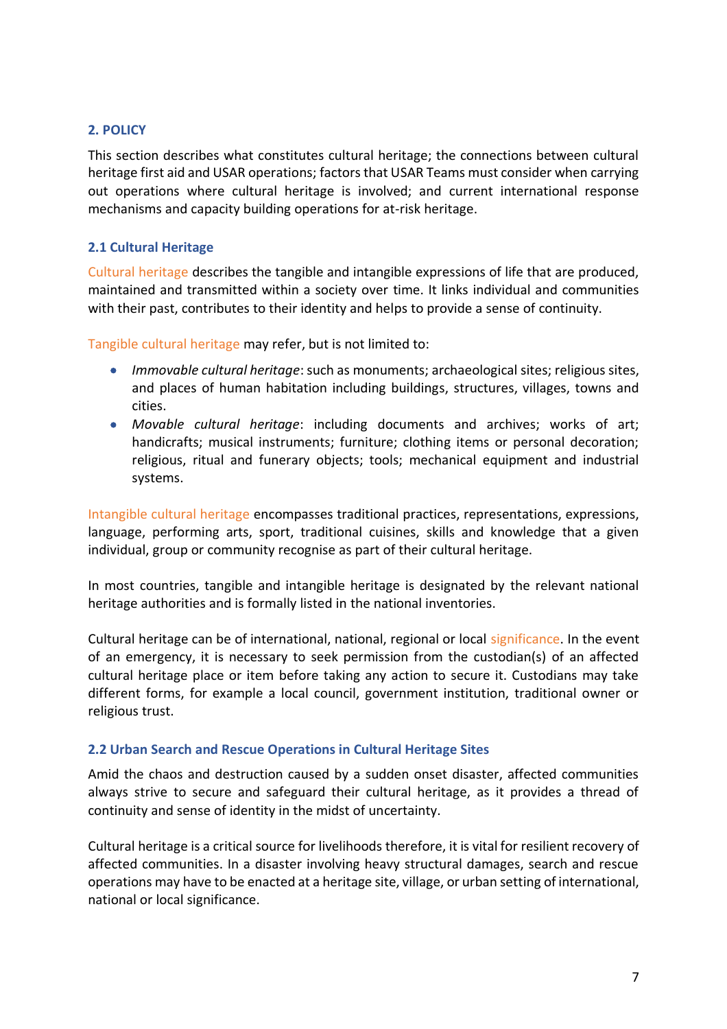## 2. POLICY

This section describes what constitutes cultural heritage; the connections between cultural heritage first aid and USAR operations; factors that USAR Teams must consider when carrying out operations where cultural heritage is involved; and current international response mechanisms and capacity building operations for at-risk heritage.

### 2.1 Cultural Heritage

Cultural heritage describes the tangible and intangible expressions of life that are produced, maintained and transmitted within a society over time. It links individual and communities with their past, contributes to their identity and helps to provide a sense of continuity.

Tangible cultural heritage may refer, but is not limited to:

- *Immovable cultural heritage*: such as monuments; archaeological sites; religious sites, and places of human habitation including buildings, structures, villages, towns and cities.
- *Movable cultural heritage*: including documents and archives; works of art; handicrafts; musical instruments; furniture; clothing items or personal decoration; religious, ritual and funerary objects; tools; mechanical equipment and industrial systems.

Intangible cultural heritage encompasses traditional practices, representations, expressions, language, performing arts, sport, traditional cuisines, skills and knowledge that a given individual, group or community recognise as part of their cultural heritage.

In most countries, tangible and intangible heritage is designated by the relevant national heritage authorities and is formally listed in the national inventories.

Cultural heritage can be of international, national, regional or local significance. In the event of an emergency, it is necessary to seek permission from the custodian(s) of an affected cultural heritage place or item before taking any action to secure it. Custodians may take different forms, for example a local council, government institution, traditional owner or religious trust.

### 2.2 Urban Search and Rescue Operations in Cultural Heritage Sites

Amid the chaos and destruction caused by a sudden onset disaster, affected communities always strive to secure and safeguard their cultural heritage, as it provides a thread of continuity and sense of identity in the midst of uncertainty.

Cultural heritage is a critical source for livelihoods therefore, it is vital for resilient recovery of affected communities. In a disaster involving heavy structural damages, search and rescue operations may have to be enacted at a heritage site, village, or urban setting of international, national or local significance.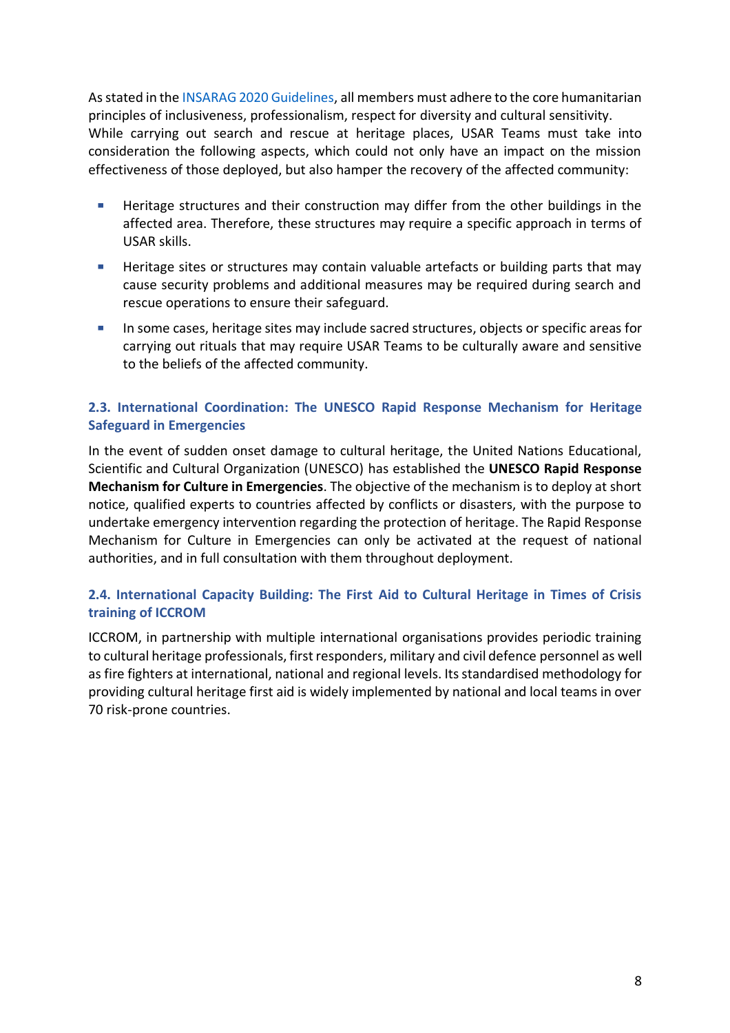As stated in the INSARAG 2020 Guidelines, all members must adhere to the core humanitarian principles of inclusiveness, professionalism, respect for diversity and cultural sensitivity. While carrying out search and rescue at heritage places, USAR Teams must take into consideration the following aspects, which could not only have an impact on the mission effectiveness of those deployed, but also hamper the recovery of the affected community:

- Heritage structures and their construction may differ from the other buildings in the affected area. Therefore, these structures may require a specific approach in terms of USAR skills.
- Heritage sites or structures may contain valuable artefacts or building parts that may cause security problems and additional measures may be required during search and rescue operations to ensure their safeguard.
- In some cases, heritage sites may include sacred structures, objects or specific areas for carrying out rituals that may require USAR Teams to be culturally aware and sensitive to the beliefs of the affected community.

### 2.3. International Coordination: The UNESCO Rapid Response Mechanism for Heritage Safeguard in Emergencies

In the event of sudden onset damage to cultural heritage, the United Nations Educational, Scientific and Cultural Organization (UNESCO) has established the **UNESCO Rapid Response Mechanism for Culture in Emergencies**. The objective of the mechanism is to deploy at short notice, qualified experts to countries affected by conflicts or disasters, with the purpose to undertake emergency intervention regarding the protection of heritage. The Rapid Response Mechanism for Culture in Emergencies can only be activated at the request of national authorities, and in full consultation with them throughout deployment.

### 2.4. International Capacity Building: The First Aid to Cultural Heritage in Times of Crisis training of ICCROM

ICCROM, in partnership with multiple international organisations provides periodic training to cultural heritage professionals, first responders, military and civil defence personnel as well as fire fighters at international, national and regional levels. Its standardised methodology for providing cultural heritage first aid is widely implemented by national and local teams in over 70 risk-prone countries.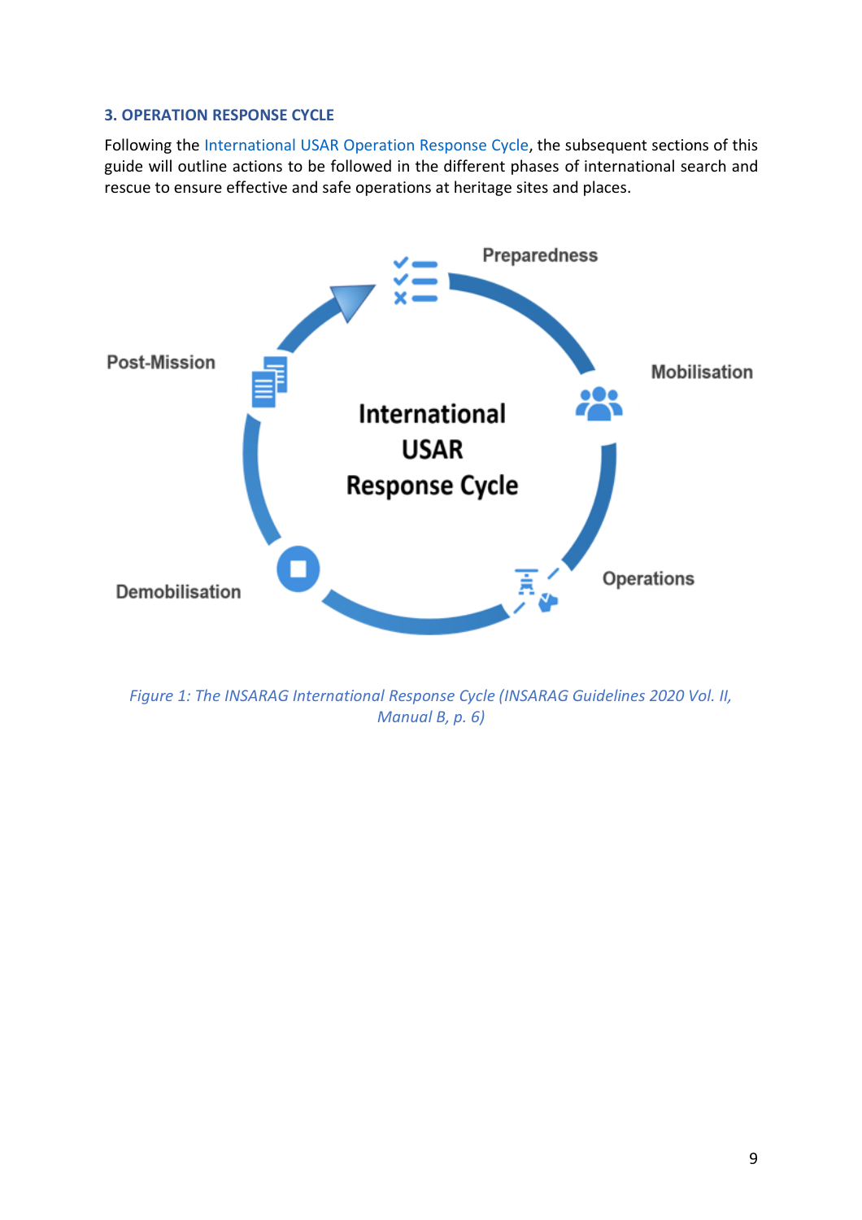## 3. OPERATION RESPONSE CYCLE

Following the International USAR Operation Response Cycle, the subsequent sections of this guide will outline actions to be followed in the different phases of international search and rescue to ensure effective and safe operations at heritage sites and places.

*Figure 1: The INSARAG International Response Cycle (INSARAG Guidelines 2020 Vol. II, Manual B, p. 6)*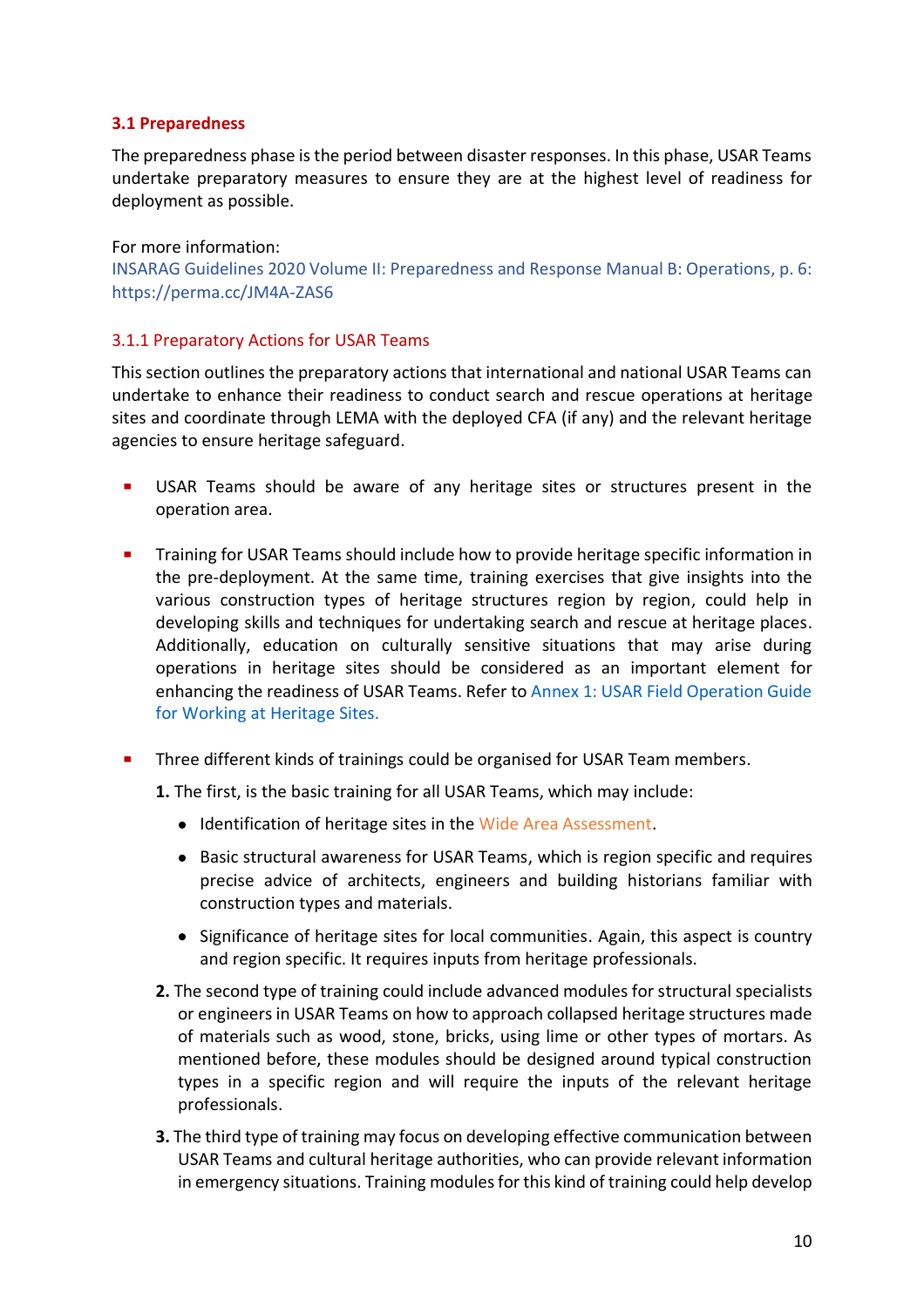## 3.1 Preparedness

The preparedness phase is the period between disaster responses. In this phase, USAR Teams undertake preparatory measures to ensure they are at the highest level of readiness for deployment as possible.

For more information:
INSARAG Guidelines 2020 Volume II: Preparedness and Response Manual B: Operations, p. 6: https://perma.cc/JM4A-ZAS6

### 3.1.1 Preparatory Actions for USAR Teams

This section outlines the preparatory actions that international and national USAR Teams can undertake to enhance their readiness to conduct search and rescue operations at heritage sites and coordinate through LEMA with the deployed CFA (if any) and the relevant heritage agencies to ensure heritage safeguard.

- USAR Teams should be aware of any heritage sites or structures present in the operation area.

- Training for USAR Teams should include how to provide heritage specific information in the pre-deployment. At the same time, training exercises that give insights into the various construction types of heritage structures region by region, could help in developing skills and techniques for undertaking search and rescue at heritage places. Additionally, education on culturally sensitive situations that may arise during operations in heritage sites should be considered as an important element for enhancing the readiness of USAR Teams. Refer to Annex 1: USAR Field Operation Guide for Working at Heritage Sites.

- Three different kinds of trainings could be organised for USAR Team members.

  **1.** The first, is the basic training for all USAR Teams, which may include:

  - Identification of heritage sites in the Wide Area Assessment.
  - Basic structural awareness for USAR Teams, which is region specific and requires precise advice of architects, engineers and building historians familiar with construction types and materials.
  - Significance of heritage sites for local communities. Again, this aspect is country and region specific. It requires inputs from heritage professionals.

  **2.** The second type of training could include advanced modules for structural specialists or engineers in USAR Teams on how to approach collapsed heritage structures made of materials such as wood, stone, bricks, using lime or other types of mortars. As mentioned before, these modules should be designed around typical construction types in a specific region and will require the inputs of the relevant heritage professionals.

  **3.** The third type of training may focus on developing effective communication between USAR Teams and cultural heritage authorities, who can provide relevant information in emergency situations. Training modules for this kind of training could help develop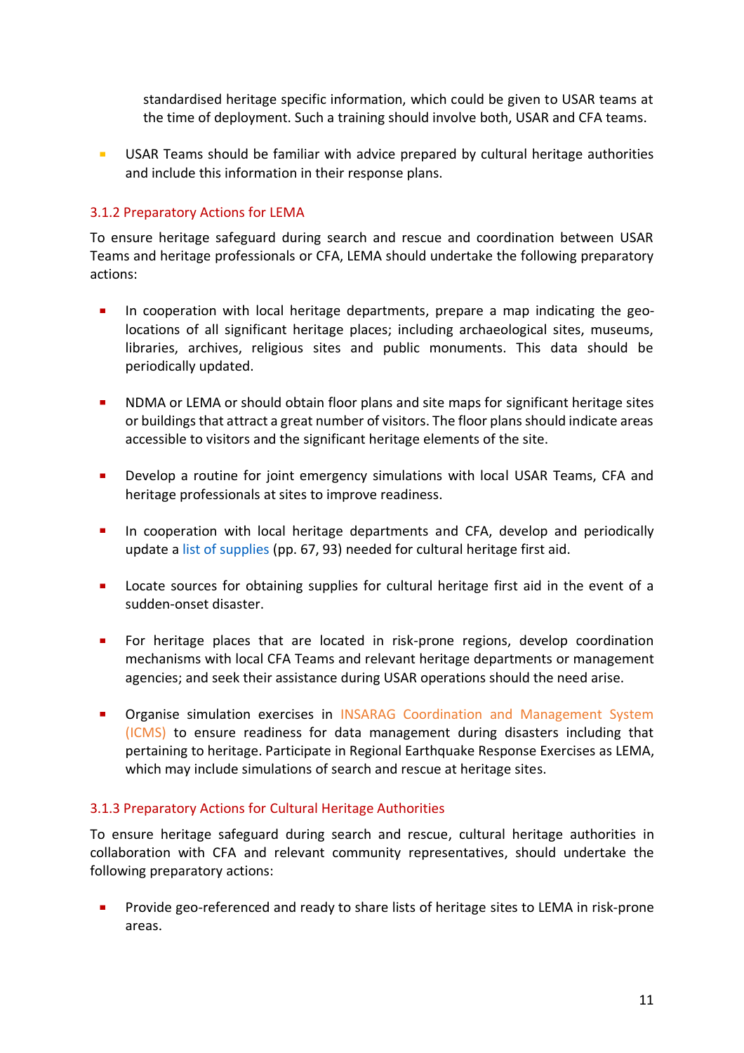standardised heritage specific information, which could be given to USAR teams at the time of deployment. Such a training should involve both, USAR and CFA teams.

- USAR Teams should be familiar with advice prepared by cultural heritage authorities and include this information in their response plans.

### 3.1.2 Preparatory Actions for LEMA

To ensure heritage safeguard during search and rescue and coordination between USAR Teams and heritage professionals or CFA, LEMA should undertake the following preparatory actions:

- In cooperation with local heritage departments, prepare a map indicating the geo-locations of all significant heritage places; including archaeological sites, museums, libraries, archives, religious sites and public monuments. This data should be periodically updated.

- NDMA or LEMA or should obtain floor plans and site maps for significant heritage sites or buildings that attract a great number of visitors. The floor plans should indicate areas accessible to visitors and the significant heritage elements of the site.

- Develop a routine for joint emergency simulations with local USAR Teams, CFA and heritage professionals at sites to improve readiness.

- In cooperation with local heritage departments and CFA, develop and periodically update a list of supplies (pp. 67, 93) needed for cultural heritage first aid.

- Locate sources for obtaining supplies for cultural heritage first aid in the event of a sudden-onset disaster.

- For heritage places that are located in risk-prone regions, develop coordination mechanisms with local CFA Teams and relevant heritage departments or management agencies; and seek their assistance during USAR operations should the need arise.

- Organise simulation exercises in INSARAG Coordination and Management System (ICMS) to ensure readiness for data management during disasters including that pertaining to heritage. Participate in Regional Earthquake Response Exercises as LEMA, which may include simulations of search and rescue at heritage sites.

### 3.1.3 Preparatory Actions for Cultural Heritage Authorities

To ensure heritage safeguard during search and rescue, cultural heritage authorities in collaboration with CFA and relevant community representatives, should undertake the following preparatory actions:

- Provide geo-referenced and ready to share lists of heritage sites to LEMA in risk-prone areas.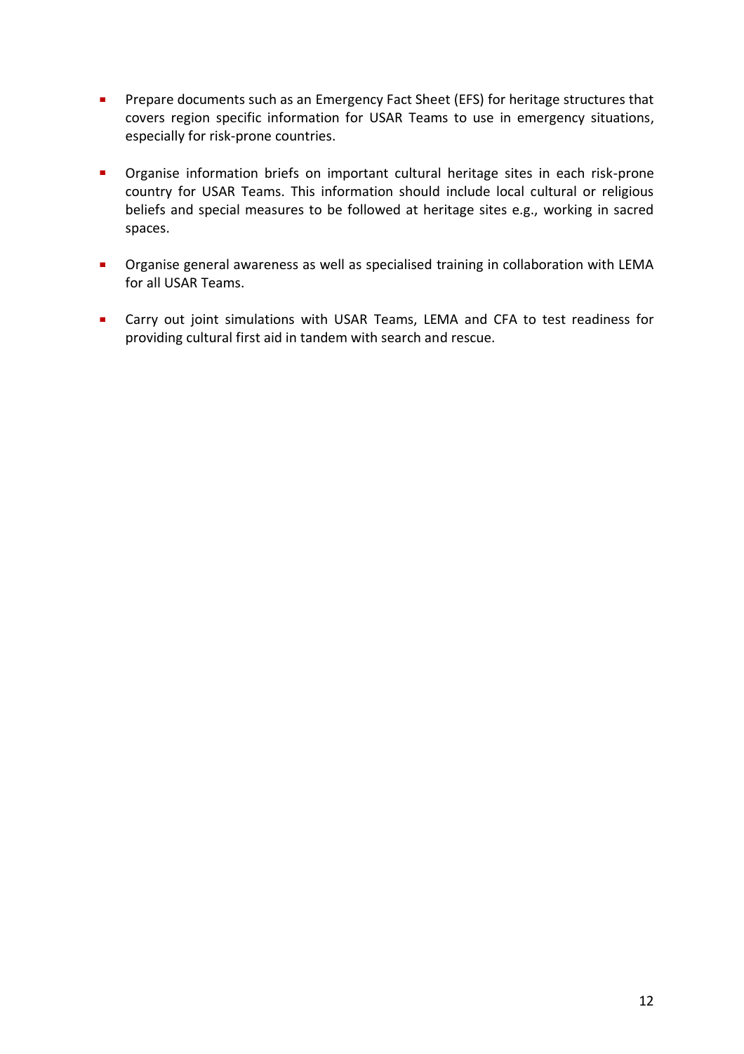- Prepare documents such as an Emergency Fact Sheet (EFS) for heritage structures that covers region specific information for USAR Teams to use in emergency situations, especially for risk-prone countries.

- Organise information briefs on important cultural heritage sites in each risk-prone country for USAR Teams. This information should include local cultural or religious beliefs and special measures to be followed at heritage sites e.g., working in sacred spaces.

- Organise general awareness as well as specialised training in collaboration with LEMA for all USAR Teams.

- Carry out joint simulations with USAR Teams, LEMA and CFA to test readiness for providing cultural first aid in tandem with search and rescue.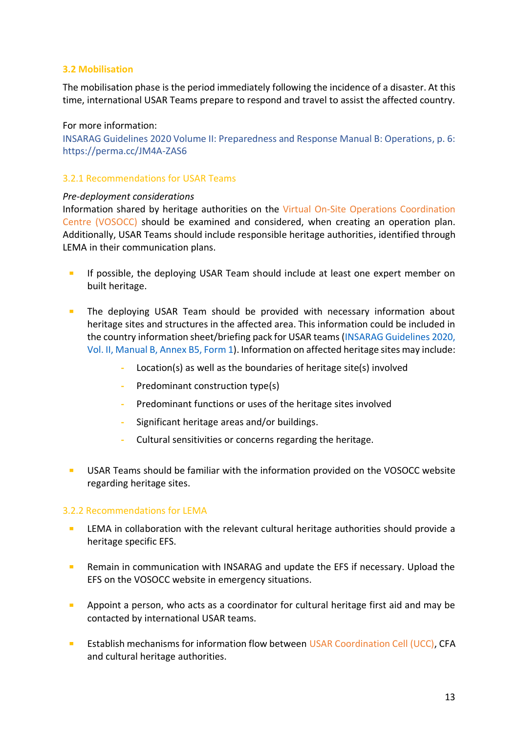### 3.2 Mobilisation

The mobilisation phase is the period immediately following the incidence of a disaster. At this time, international USAR Teams prepare to respond and travel to assist the affected country.

For more information:
INSARAG Guidelines 2020 Volume II: Preparedness and Response Manual B: Operations, p. 6: https://perma.cc/JM4A-ZAS6

#### 3.2.1 Recommendations for USAR Teams

*Pre-deployment considerations*
Information shared by heritage authorities on the Virtual On-Site Operations Coordination Centre (VOSOCC) should be examined and considered, when creating an operation plan. Additionally, USAR Teams should include responsible heritage authorities, identified through LEMA in their communication plans.

- If possible, the deploying USAR Team should include at least one expert member on built heritage.
- The deploying USAR Team should be provided with necessary information about heritage sites and structures in the affected area. This information could be included in the country information sheet/briefing pack for USAR teams (INSARAG Guidelines 2020, Vol. II, Manual B, Annex B5, Form 1). Information on affected heritage sites may include:
  - Location(s) as well as the boundaries of heritage site(s) involved
  - Predominant construction type(s)
  - Predominant functions or uses of the heritage sites involved
  - Significant heritage areas and/or buildings.
  - Cultural sensitivities or concerns regarding the heritage.
- USAR Teams should be familiar with the information provided on the VOSOCC website regarding heritage sites.

#### 3.2.2 Recommendations for LEMA

- LEMA in collaboration with the relevant cultural heritage authorities should provide a heritage specific EFS.
- Remain in communication with INSARAG and update the EFS if necessary. Upload the EFS on the VOSOCC website in emergency situations.
- Appoint a person, who acts as a coordinator for cultural heritage first aid and may be contacted by international USAR teams.
- Establish mechanisms for information flow between USAR Coordination Cell (UCC), CFA and cultural heritage authorities.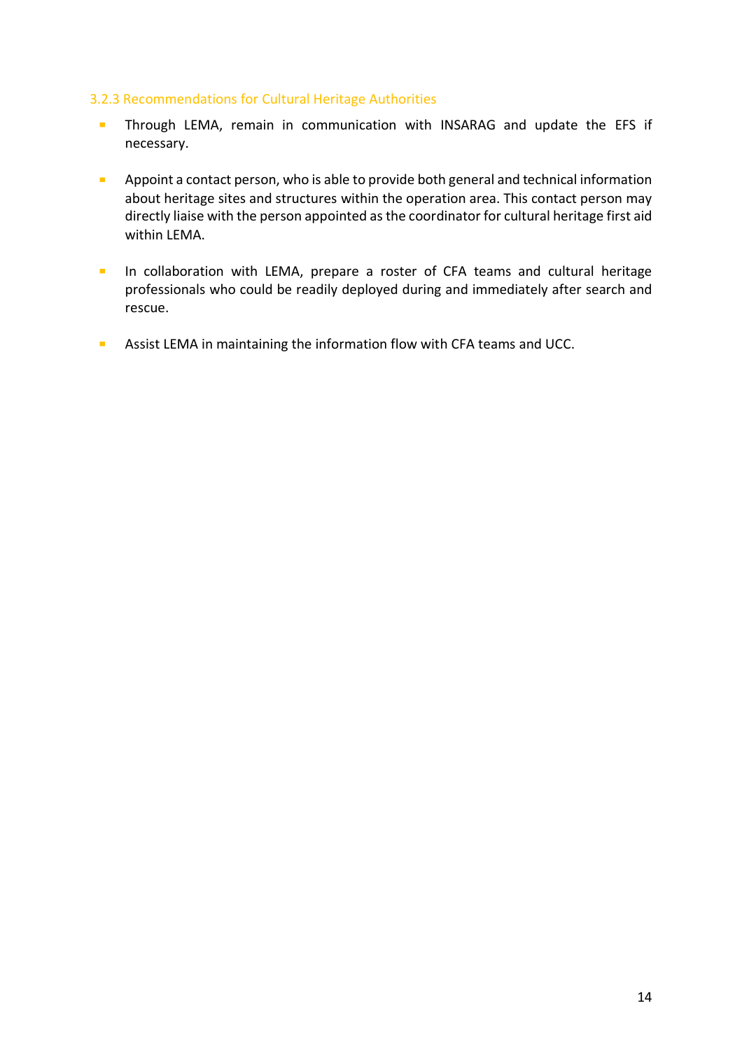### 3.2.3 Recommendations for Cultural Heritage Authorities

- Through LEMA, remain in communication with INSARAG and update the EFS if necessary.
- Appoint a contact person, who is able to provide both general and technical information about heritage sites and structures within the operation area. This contact person may directly liaise with the person appointed as the coordinator for cultural heritage first aid within LEMA.
- In collaboration with LEMA, prepare a roster of CFA teams and cultural heritage professionals who could be readily deployed during and immediately after search and rescue.
- Assist LEMA in maintaining the information flow with CFA teams and UCC.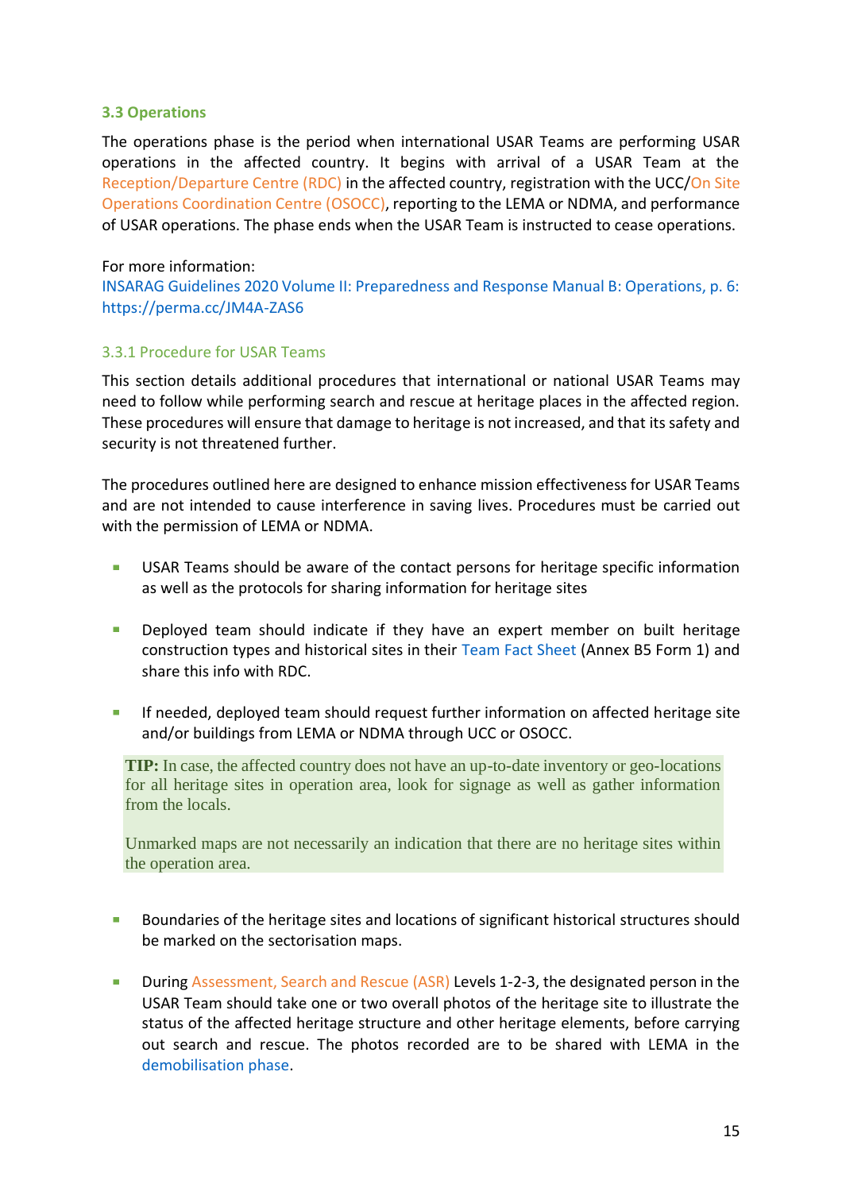### 3.3 Operations

The operations phase is the period when international USAR Teams are performing USAR operations in the affected country. It begins with arrival of a USAR Team at the Reception/Departure Centre (RDC) in the affected country, registration with the UCC/On Site Operations Coordination Centre (OSOCC), reporting to the LEMA or NDMA, and performance of USAR operations. The phase ends when the USAR Team is instructed to cease operations.

For more information:
INSARAG Guidelines 2020 Volume II: Preparedness and Response Manual B: Operations, p. 6: https://perma.cc/JM4A-ZAS6

#### 3.3.1 Procedure for USAR Teams

This section details additional procedures that international or national USAR Teams may need to follow while performing search and rescue at heritage places in the affected region. These procedures will ensure that damage to heritage is not increased, and that its safety and security is not threatened further.

The procedures outlined here are designed to enhance mission effectiveness for USAR Teams and are not intended to cause interference in saving lives. Procedures must be carried out with the permission of LEMA or NDMA.

- USAR Teams should be aware of the contact persons for heritage specific information as well as the protocols for sharing information for heritage sites

- Deployed team should indicate if they have an expert member on built heritage construction types and historical sites in their Team Fact Sheet (Annex B5 Form 1) and share this info with RDC.

- If needed, deployed team should request further information on affected heritage site and/or buildings from LEMA or NDMA through UCC or OSOCC.

> **TIP:** In case, the affected country does not have an up-to-date inventory or geo-locations for all heritage sites in operation area, look for signage as well as gather information from the locals.
>
> Unmarked maps are not necessarily an indication that there are no heritage sites within the operation area.

- Boundaries of the heritage sites and locations of significant historical structures should be marked on the sectorisation maps.

- During Assessment, Search and Rescue (ASR) Levels 1-2-3, the designated person in the USAR Team should take one or two overall photos of the heritage site to illustrate the status of the affected heritage structure and other heritage elements, before carrying out search and rescue. The photos recorded are to be shared with LEMA in the demobilisation phase.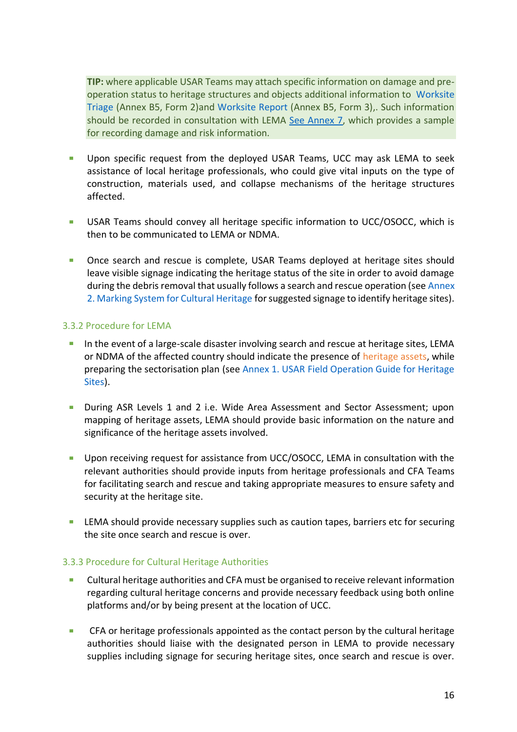**TIP:** where applicable USAR Teams may attach specific information on damage and pre-operation status to heritage structures and objects additional information to Worksite Triage (Annex B5, Form 2)and Worksite Report (Annex B5, Form 3),. Such information should be recorded in consultation with LEMA See Annex 7, which provides a sample for recording damage and risk information.

- Upon specific request from the deployed USAR Teams, UCC may ask LEMA to seek assistance of local heritage professionals, who could give vital inputs on the type of construction, materials used, and collapse mechanisms of the heritage structures affected.
- USAR Teams should convey all heritage specific information to UCC/OSOCC, which is then to be communicated to LEMA or NDMA.
- Once search and rescue is complete, USAR Teams deployed at heritage sites should leave visible signage indicating the heritage status of the site in order to avoid damage during the debris removal that usually follows a search and rescue operation (see Annex 2. Marking System for Cultural Heritage for suggested signage to identify heritage sites).

### 3.3.2 Procedure for LEMA

- In the event of a large-scale disaster involving search and rescue at heritage sites, LEMA or NDMA of the affected country should indicate the presence of heritage assets, while preparing the sectorisation plan (see Annex 1. USAR Field Operation Guide for Heritage Sites).
- During ASR Levels 1 and 2 i.e. Wide Area Assessment and Sector Assessment; upon mapping of heritage assets, LEMA should provide basic information on the nature and significance of the heritage assets involved.
- Upon receiving request for assistance from UCC/OSOCC, LEMA in consultation with the relevant authorities should provide inputs from heritage professionals and CFA Teams for facilitating search and rescue and taking appropriate measures to ensure safety and security at the heritage site.
- LEMA should provide necessary supplies such as caution tapes, barriers etc for securing the site once search and rescue is over.

### 3.3.3 Procedure for Cultural Heritage Authorities

- Cultural heritage authorities and CFA must be organised to receive relevant information regarding cultural heritage concerns and provide necessary feedback using both online platforms and/or by being present at the location of UCC.
- CFA or heritage professionals appointed as the contact person by the cultural heritage authorities should liaise with the designated person in LEMA to provide necessary supplies including signage for securing heritage sites, once search and rescue is over.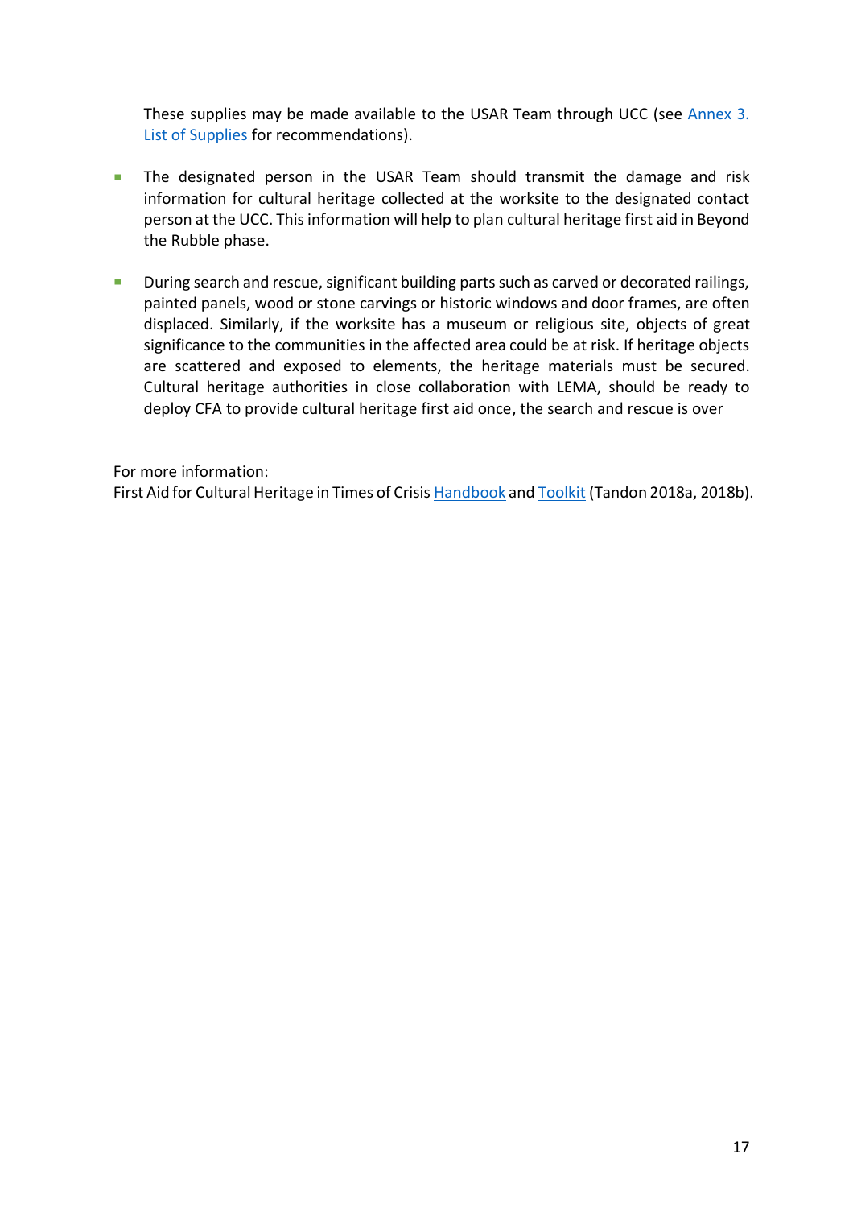These supplies may be made available to the USAR Team through UCC (see Annex 3. List of Supplies for recommendations).

- The designated person in the USAR Team should transmit the damage and risk information for cultural heritage collected at the worksite to the designated contact person at the UCC. This information will help to plan cultural heritage first aid in Beyond the Rubble phase.

- During search and rescue, significant building parts such as carved or decorated railings, painted panels, wood or stone carvings or historic windows and door frames, are often displaced. Similarly, if the worksite has a museum or religious site, objects of great significance to the communities in the affected area could be at risk. If heritage objects are scattered and exposed to elements, the heritage materials must be secured. Cultural heritage authorities in close collaboration with LEMA, should be ready to deploy CFA to provide cultural heritage first aid once, the search and rescue is over

For more information:
First Aid for Cultural Heritage in Times of Crisis Handbook and Toolkit (Tandon 2018a, 2018b).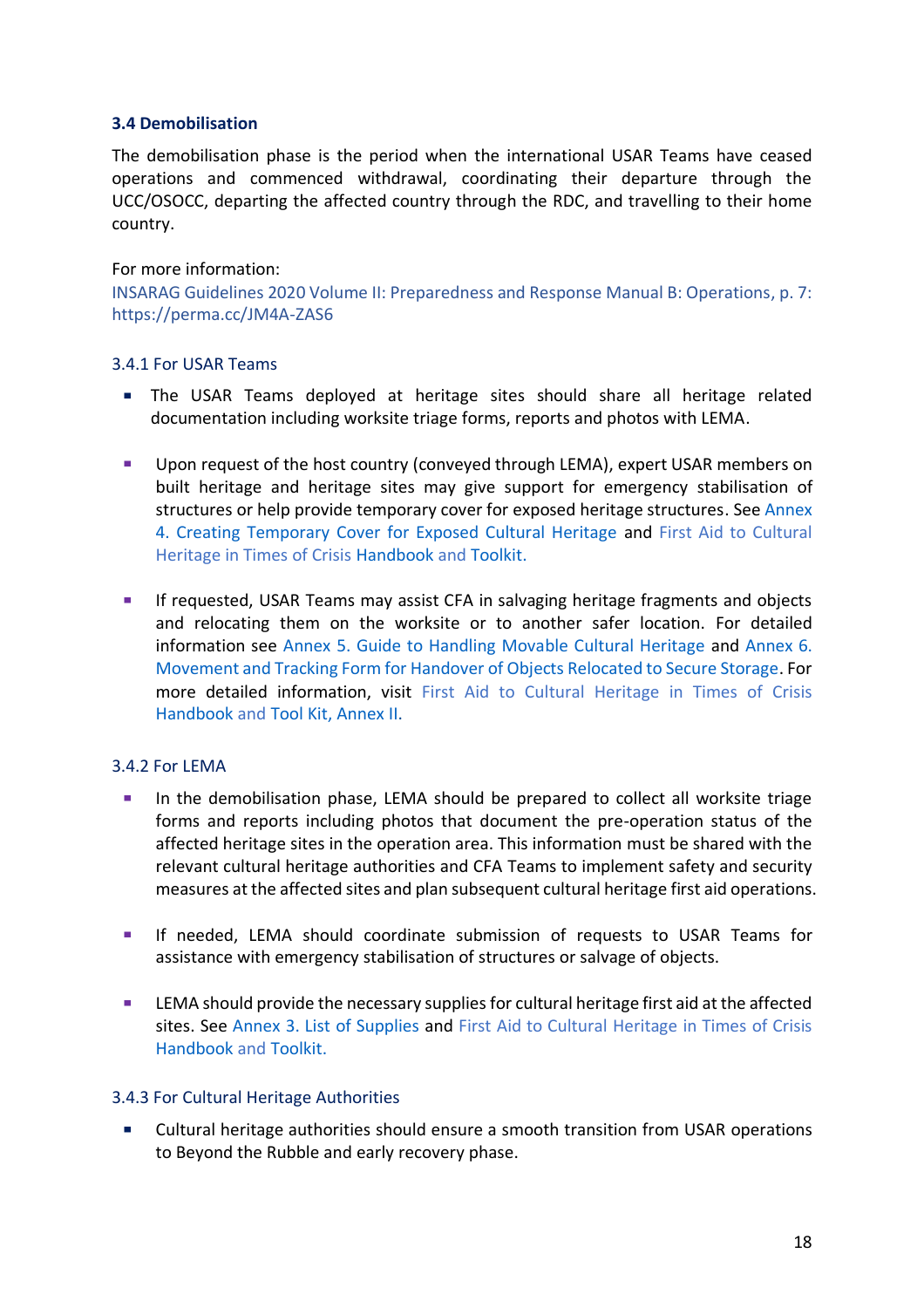### 3.4 Demobilisation

The demobilisation phase is the period when the international USAR Teams have ceased operations and commenced withdrawal, coordinating their departure through the UCC/OSOCC, departing the affected country through the RDC, and travelling to their home country.

For more information:
INSARAG Guidelines 2020 Volume II: Preparedness and Response Manual B: Operations, p. 7: https://perma.cc/JM4A-ZAS6

#### 3.4.1 For USAR Teams

- The USAR Teams deployed at heritage sites should share all heritage related documentation including worksite triage forms, reports and photos with LEMA.

- Upon request of the host country (conveyed through LEMA), expert USAR members on built heritage and heritage sites may give support for emergency stabilisation of structures or help provide temporary cover for exposed heritage structures. See Annex 4. Creating Temporary Cover for Exposed Cultural Heritage and First Aid to Cultural Heritage in Times of Crisis Handbook and Toolkit.

- If requested, USAR Teams may assist CFA in salvaging heritage fragments and objects and relocating them on the worksite or to another safer location. For detailed information see Annex 5. Guide to Handling Movable Cultural Heritage and Annex 6. Movement and Tracking Form for Handover of Objects Relocated to Secure Storage. For more detailed information, visit First Aid to Cultural Heritage in Times of Crisis Handbook and Tool Kit, Annex II.

#### 3.4.2 For LEMA

- In the demobilisation phase, LEMA should be prepared to collect all worksite triage forms and reports including photos that document the pre-operation status of the affected heritage sites in the operation area. This information must be shared with the relevant cultural heritage authorities and CFA Teams to implement safety and security measures at the affected sites and plan subsequent cultural heritage first aid operations.

- If needed, LEMA should coordinate submission of requests to USAR Teams for assistance with emergency stabilisation of structures or salvage of objects.

- LEMA should provide the necessary supplies for cultural heritage first aid at the affected sites. See Annex 3. List of Supplies and First Aid to Cultural Heritage in Times of Crisis Handbook and Toolkit.

#### 3.4.3 For Cultural Heritage Authorities

- Cultural heritage authorities should ensure a smooth transition from USAR operations to Beyond the Rubble and early recovery phase.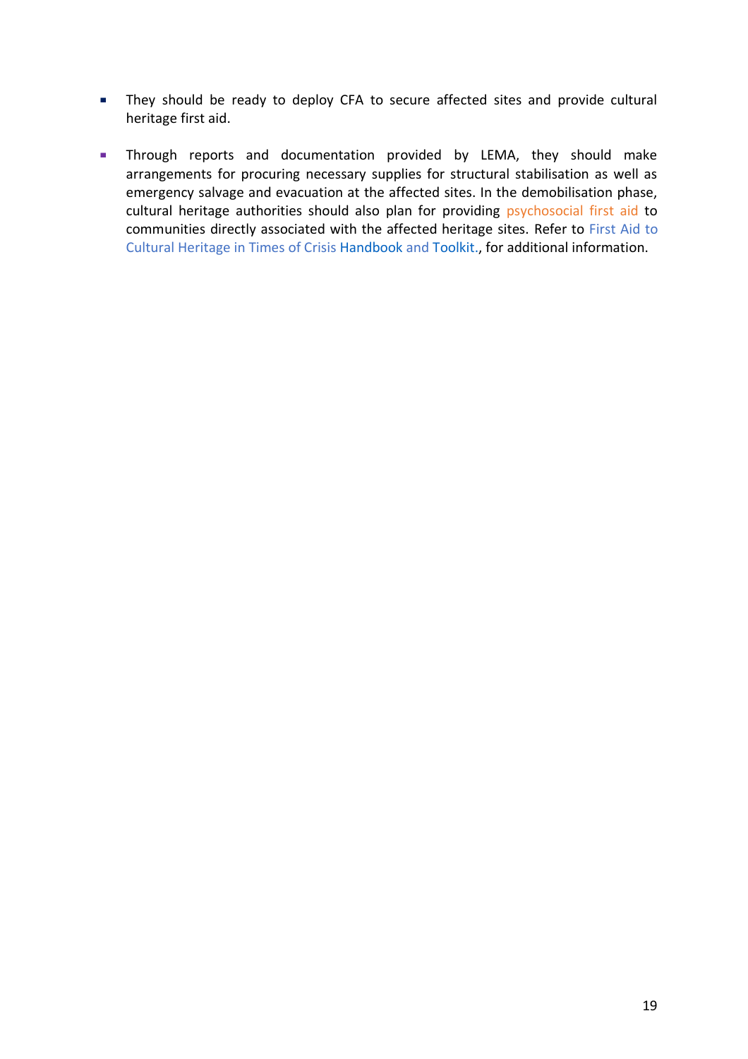- They should be ready to deploy CFA to secure affected sites and provide cultural heritage first aid.

- Through reports and documentation provided by LEMA, they should make arrangements for procuring necessary supplies for structural stabilisation as well as emergency salvage and evacuation at the affected sites. In the demobilisation phase, cultural heritage authorities should also plan for providing psychosocial first aid to communities directly associated with the affected heritage sites. Refer to First Aid to Cultural Heritage in Times of Crisis Handbook and Toolkit., for additional information.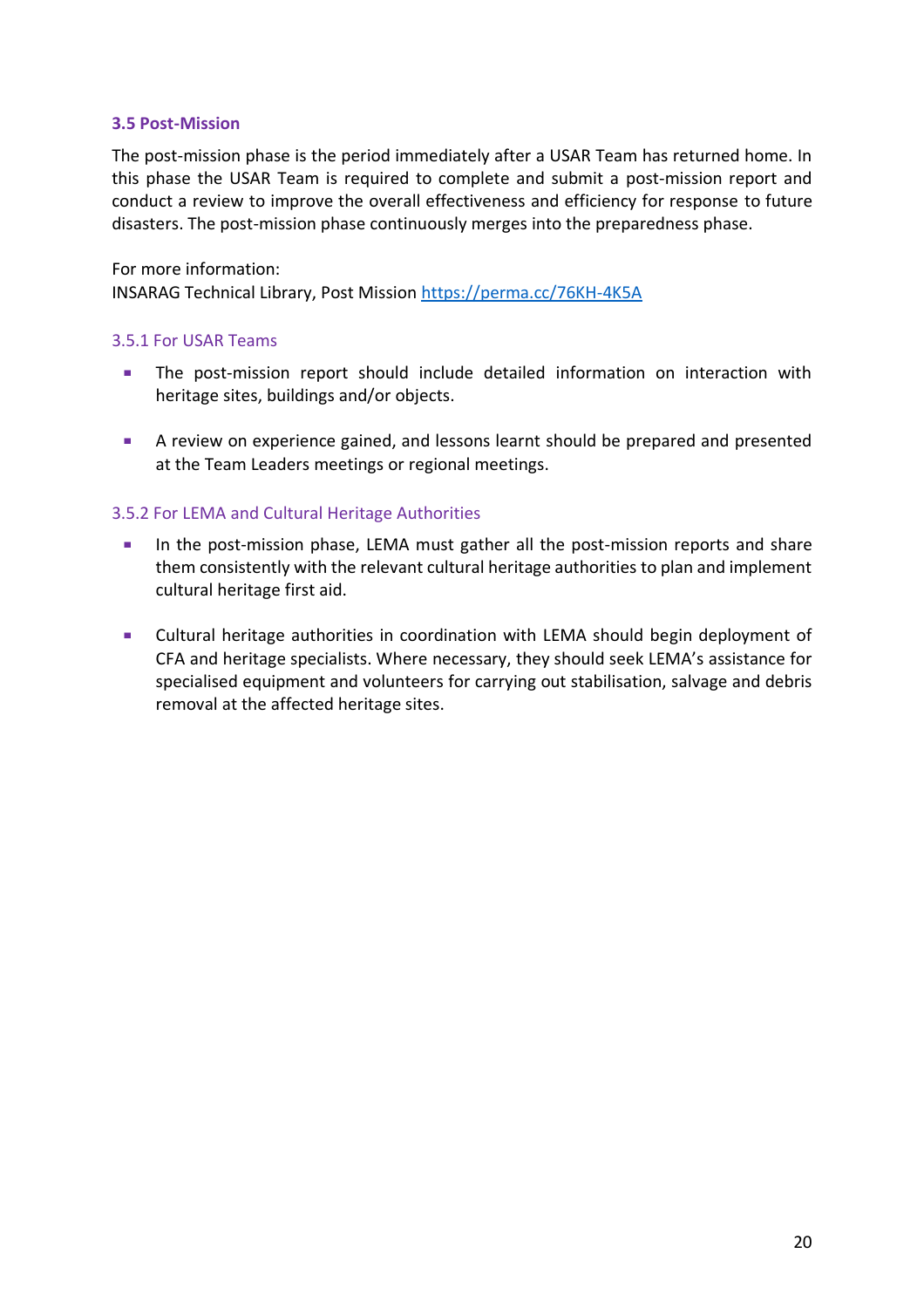## 3.5 Post-Mission

The post-mission phase is the period immediately after a USAR Team has returned home. In this phase the USAR Team is required to complete and submit a post-mission report and conduct a review to improve the overall effectiveness and efficiency for response to future disasters. The post-mission phase continuously merges into the preparedness phase.

For more information:
INSARAG Technical Library, Post Mission [https://perma.cc/76KH-4K5A](https://perma.cc/76KH-4K5A)

### 3.5.1 For USAR Teams

- The post-mission report should include detailed information on interaction with heritage sites, buildings and/or objects.
- A review on experience gained, and lessons learnt should be prepared and presented at the Team Leaders meetings or regional meetings.

### 3.5.2 For LEMA and Cultural Heritage Authorities

- In the post-mission phase, LEMA must gather all the post-mission reports and share them consistently with the relevant cultural heritage authorities to plan and implement cultural heritage first aid.
- Cultural heritage authorities in coordination with LEMA should begin deployment of CFA and heritage specialists. Where necessary, they should seek LEMA's assistance for specialised equipment and volunteers for carrying out stabilisation, salvage and debris removal at the affected heritage sites.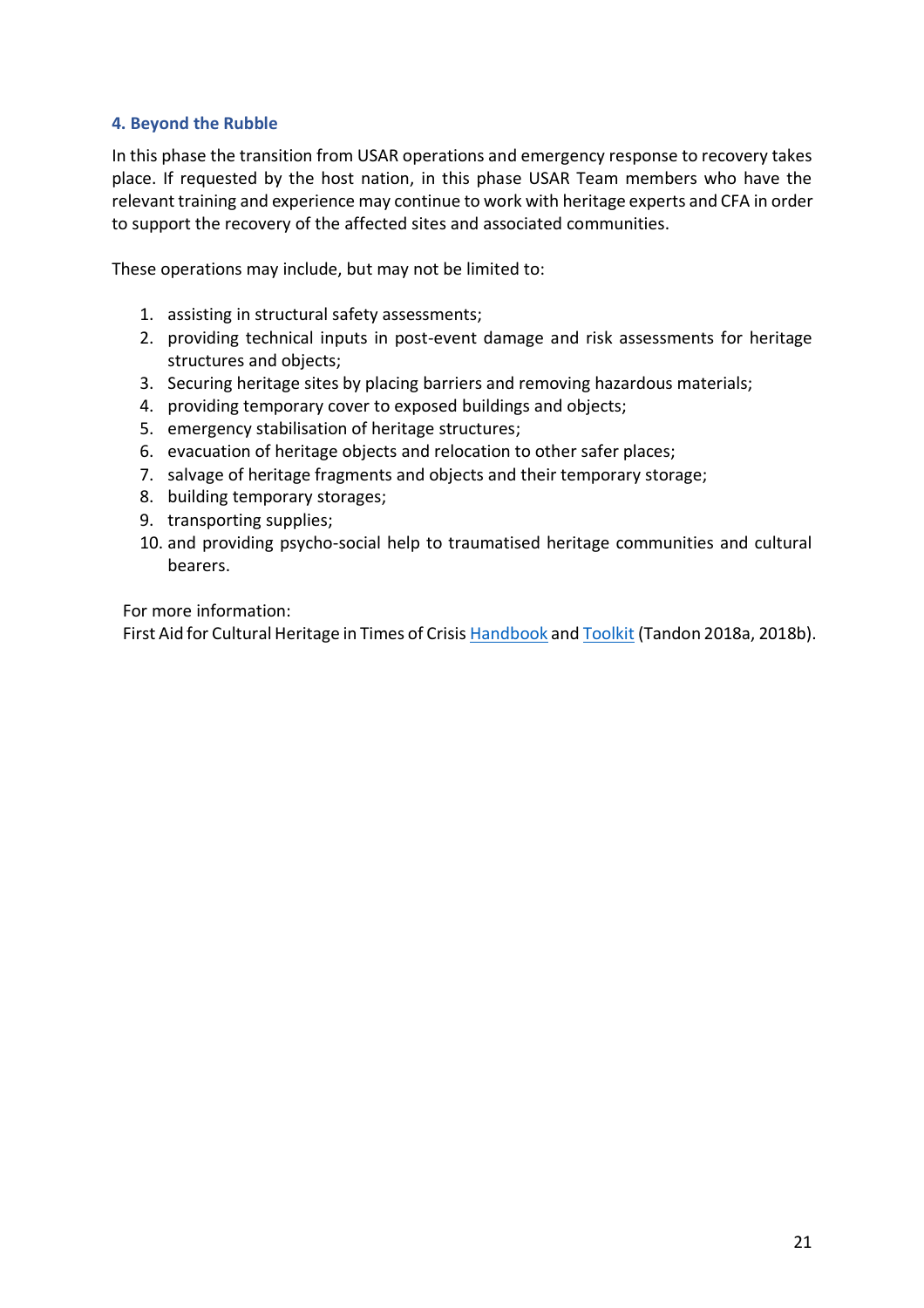### 4. Beyond the Rubble

In this phase the transition from USAR operations and emergency response to recovery takes place. If requested by the host nation, in this phase USAR Team members who have the relevant training and experience may continue to work with heritage experts and CFA in order to support the recovery of the affected sites and associated communities.

These operations may include, but may not be limited to:

1. assisting in structural safety assessments;
2. providing technical inputs in post-event damage and risk assessments for heritage structures and objects;
3. Securing heritage sites by placing barriers and removing hazardous materials;
4. providing temporary cover to exposed buildings and objects;
5. emergency stabilisation of heritage structures;
6. evacuation of heritage objects and relocation to other safer places;
7. salvage of heritage fragments and objects and their temporary storage;
8. building temporary storages;
9. transporting supplies;
10. and providing psycho-social help to traumatised heritage communities and cultural bearers.

For more information:
First Aid for Cultural Heritage in Times of Crisis Handbook and Toolkit (Tandon 2018a, 2018b).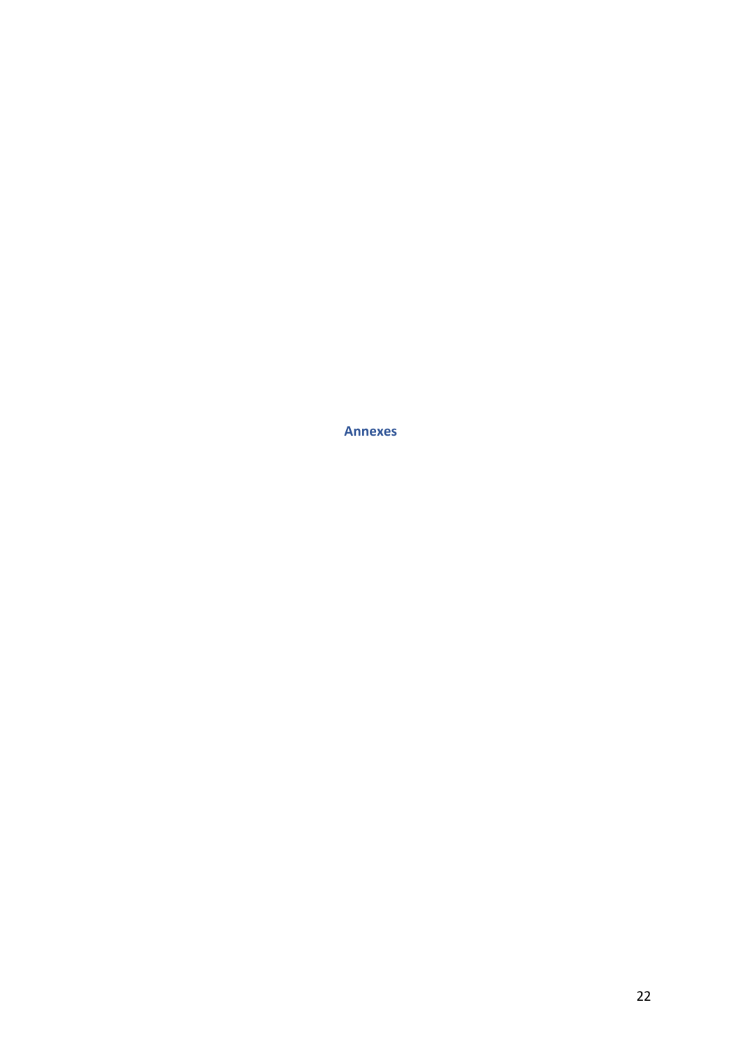# Annexes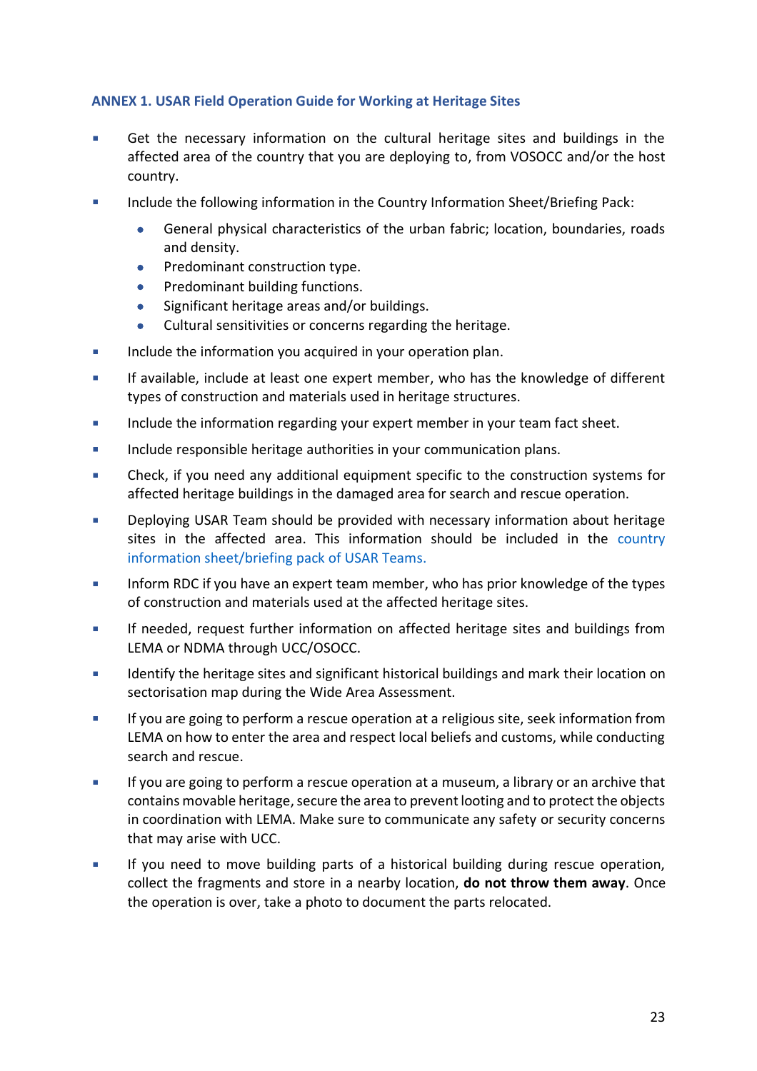### ANNEX 1. USAR Field Operation Guide for Working at Heritage Sites

- Get the necessary information on the cultural heritage sites and buildings in the affected area of the country that you are deploying to, from VOSOCC and/or the host country.
- Include the following information in the Country Information Sheet/Briefing Pack:
  - General physical characteristics of the urban fabric; location, boundaries, roads and density.
  - Predominant construction type.
  - Predominant building functions.
  - Significant heritage areas and/or buildings.
  - Cultural sensitivities or concerns regarding the heritage.
- Include the information you acquired in your operation plan.
- If available, include at least one expert member, who has the knowledge of different types of construction and materials used in heritage structures.
- Include the information regarding your expert member in your team fact sheet.
- Include responsible heritage authorities in your communication plans.
- Check, if you need any additional equipment specific to the construction systems for affected heritage buildings in the damaged area for search and rescue operation.
- Deploying USAR Team should be provided with necessary information about heritage sites in the affected area. This information should be included in the country information sheet/briefing pack of USAR Teams.
- Inform RDC if you have an expert team member, who has prior knowledge of the types of construction and materials used at the affected heritage sites.
- If needed, request further information on affected heritage sites and buildings from LEMA or NDMA through UCC/OSOCC.
- Identify the heritage sites and significant historical buildings and mark their location on sectorisation map during the Wide Area Assessment.
- If you are going to perform a rescue operation at a religious site, seek information from LEMA on how to enter the area and respect local beliefs and customs, while conducting search and rescue.
- If you are going to perform a rescue operation at a museum, a library or an archive that contains movable heritage, secure the area to prevent looting and to protect the objects in coordination with LEMA. Make sure to communicate any safety or security concerns that may arise with UCC.
- If you need to move building parts of a historical building during rescue operation, collect the fragments and store in a nearby location, **do not throw them away**. Once the operation is over, take a photo to document the parts relocated.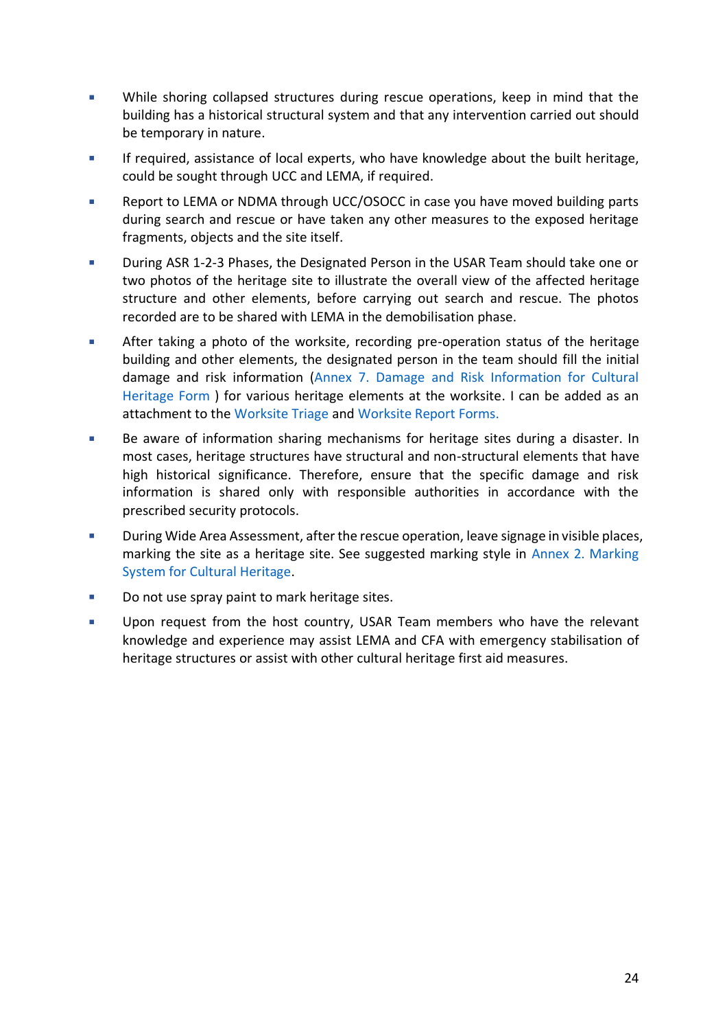- While shoring collapsed structures during rescue operations, keep in mind that the building has a historical structural system and that any intervention carried out should be temporary in nature.
- If required, assistance of local experts, who have knowledge about the built heritage, could be sought through UCC and LEMA, if required.
- Report to LEMA or NDMA through UCC/OSOCC in case you have moved building parts during search and rescue or have taken any other measures to the exposed heritage fragments, objects and the site itself.
- During ASR 1-2-3 Phases, the Designated Person in the USAR Team should take one or two photos of the heritage site to illustrate the overall view of the affected heritage structure and other elements, before carrying out search and rescue. The photos recorded are to be shared with LEMA in the demobilisation phase.
- After taking a photo of the worksite, recording pre-operation status of the heritage building and other elements, the designated person in the team should fill the initial damage and risk information (Annex 7. Damage and Risk Information for Cultural Heritage Form ) for various heritage elements at the worksite. I can be added as an attachment to the Worksite Triage and Worksite Report Forms.
- Be aware of information sharing mechanisms for heritage sites during a disaster. In most cases, heritage structures have structural and non-structural elements that have high historical significance. Therefore, ensure that the specific damage and risk information is shared only with responsible authorities in accordance with the prescribed security protocols.
- During Wide Area Assessment, after the rescue operation, leave signage in visible places, marking the site as a heritage site. See suggested marking style in Annex 2. Marking System for Cultural Heritage.
- Do not use spray paint to mark heritage sites.
- Upon request from the host country, USAR Team members who have the relevant knowledge and experience may assist LEMA and CFA with emergency stabilisation of heritage structures or assist with other cultural heritage first aid measures.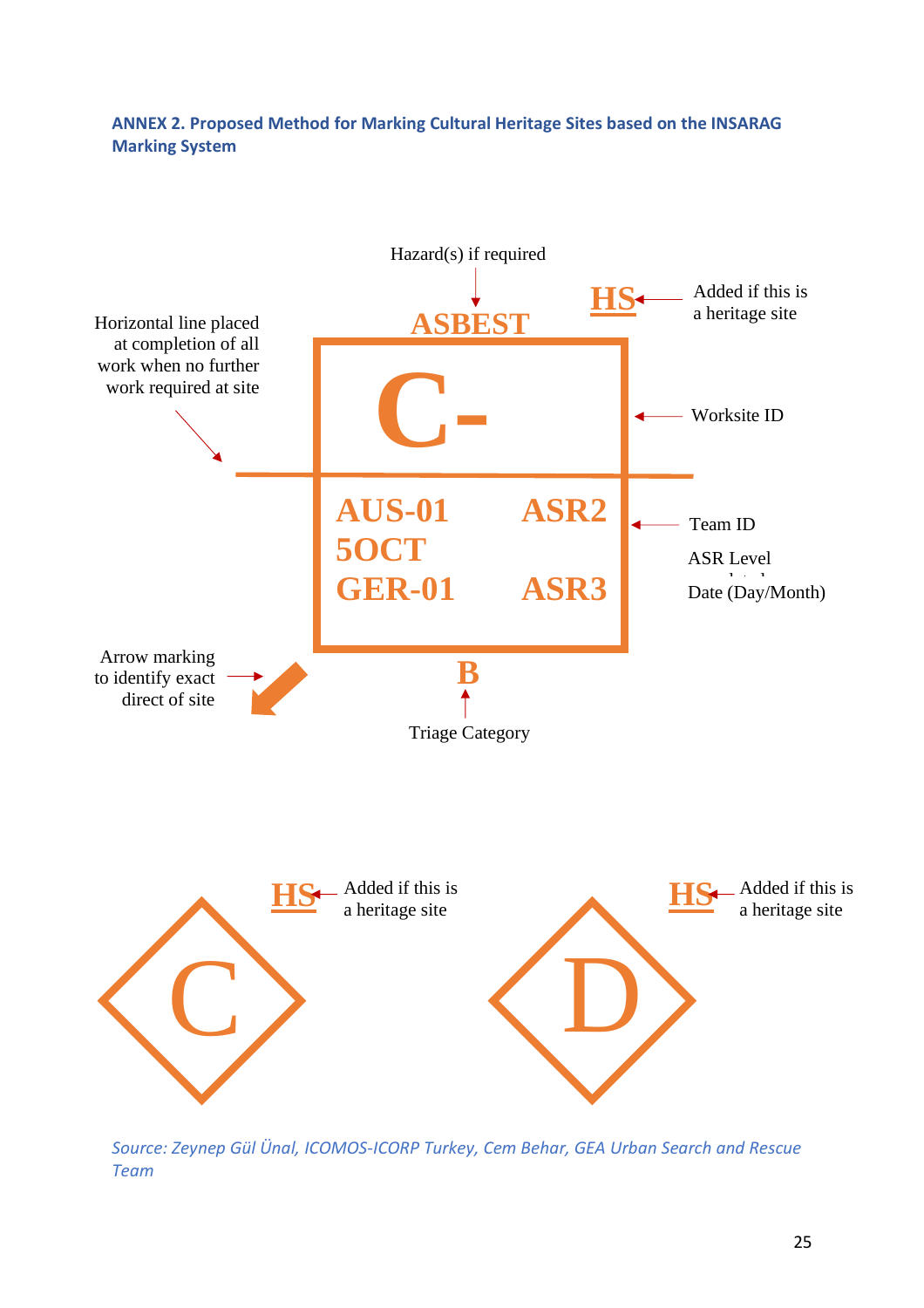**ANNEX 2. Proposed Method for Marking Cultural Heritage Sites based on the INSARAG Marking System**

Hazard(s) if required

HS — Added if this is a heritage site

ASBEST

Horizontal line placed at completion of all work when no further work required at site

C-

Worksite ID

AUS-01 ASR2

5OCT

GER-01 ASR3

Team ID

ASR Level

Date (Day/Month)

Arrow marking to identify exact direct of site

B

Triage Category

HS — Added if this is a heritage site

C

HS — Added if this is a heritage site

D

*Source: Zeynep Gül Ünal, ICOMOS-ICORP Turkey, Cem Behar, GEA Urban Search and Rescue Team*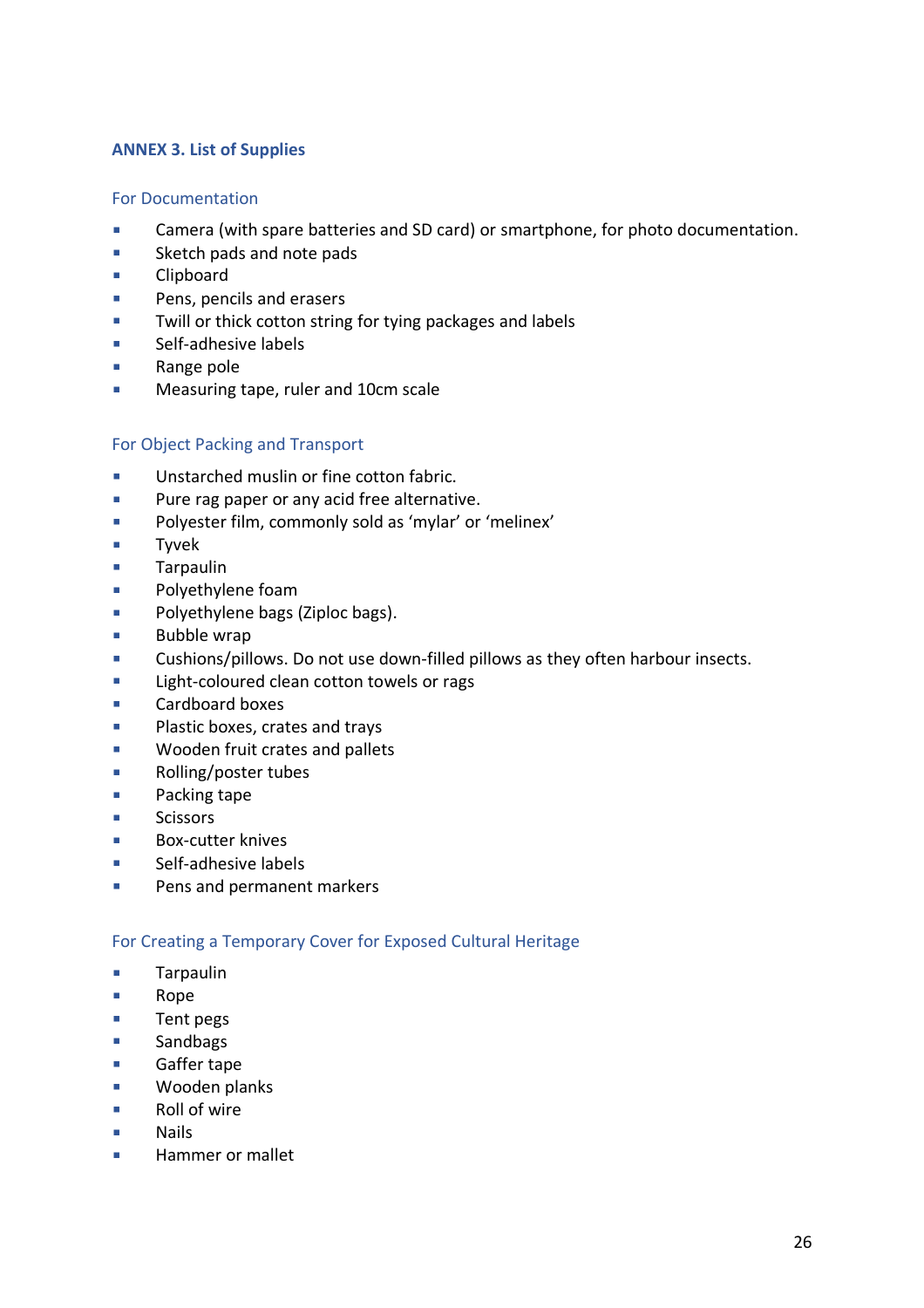## ANNEX 3. List of Supplies

### For Documentation

- Camera (with spare batteries and SD card) or smartphone, for photo documentation.
- Sketch pads and note pads
- Clipboard
- Pens, pencils and erasers
- Twill or thick cotton string for tying packages and labels
- Self-adhesive labels
- Range pole
- Measuring tape, ruler and 10cm scale

### For Object Packing and Transport

- Unstarched muslin or fine cotton fabric.
- Pure rag paper or any acid free alternative.
- Polyester film, commonly sold as 'mylar' or 'melinex'
- Tyvek
- Tarpaulin
- Polyethylene foam
- Polyethylene bags (Ziploc bags).
- Bubble wrap
- Cushions/pillows. Do not use down-filled pillows as they often harbour insects.
- Light-coloured clean cotton towels or rags
- Cardboard boxes
- Plastic boxes, crates and trays
- Wooden fruit crates and pallets
- Rolling/poster tubes
- Packing tape
- Scissors
- Box-cutter knives
- Self-adhesive labels
- Pens and permanent markers

### For Creating a Temporary Cover for Exposed Cultural Heritage

- Tarpaulin
- Rope
- Tent pegs
- Sandbags
- Gaffer tape
- Wooden planks
- Roll of wire
- Nails
- Hammer or mallet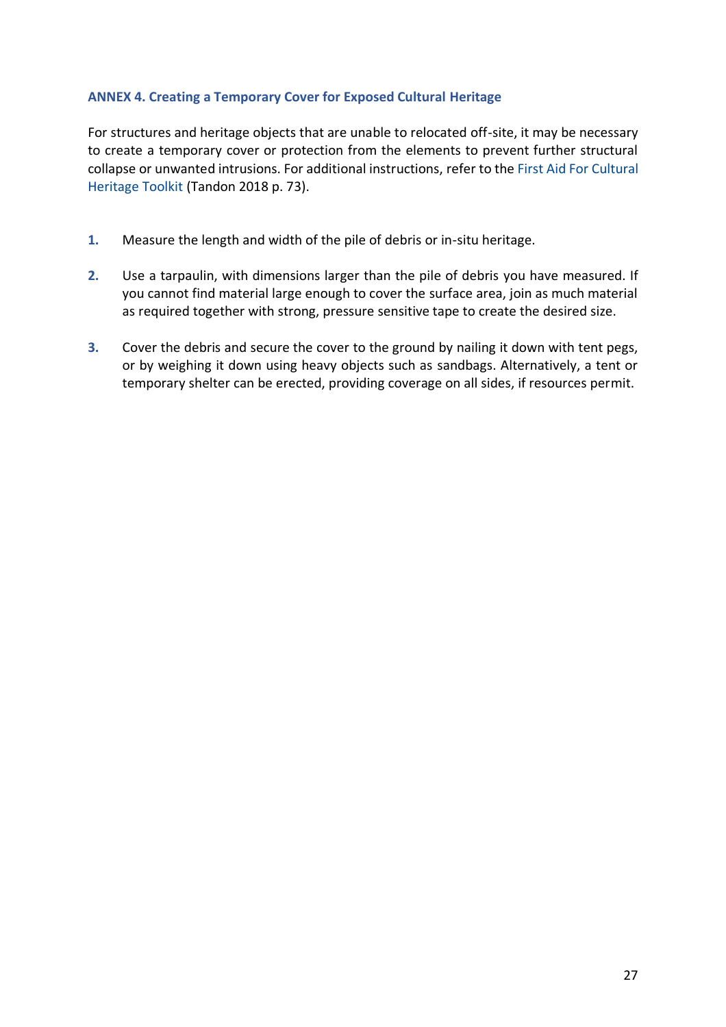## ANNEX 4. Creating a Temporary Cover for Exposed Cultural Heritage

For structures and heritage objects that are unable to relocated off-site, it may be necessary to create a temporary cover or protection from the elements to prevent further structural collapse or unwanted intrusions. For additional instructions, refer to the First Aid For Cultural Heritage Toolkit (Tandon 2018 p. 73).

1. Measure the length and width of the pile of debris or in-situ heritage.
2. Use a tarpaulin, with dimensions larger than the pile of debris you have measured. If you cannot find material large enough to cover the surface area, join as much material as required together with strong, pressure sensitive tape to create the desired size.
3. Cover the debris and secure the cover to the ground by nailing it down with tent pegs, or by weighing it down using heavy objects such as sandbags. Alternatively, a tent or temporary shelter can be erected, providing coverage on all sides, if resources permit.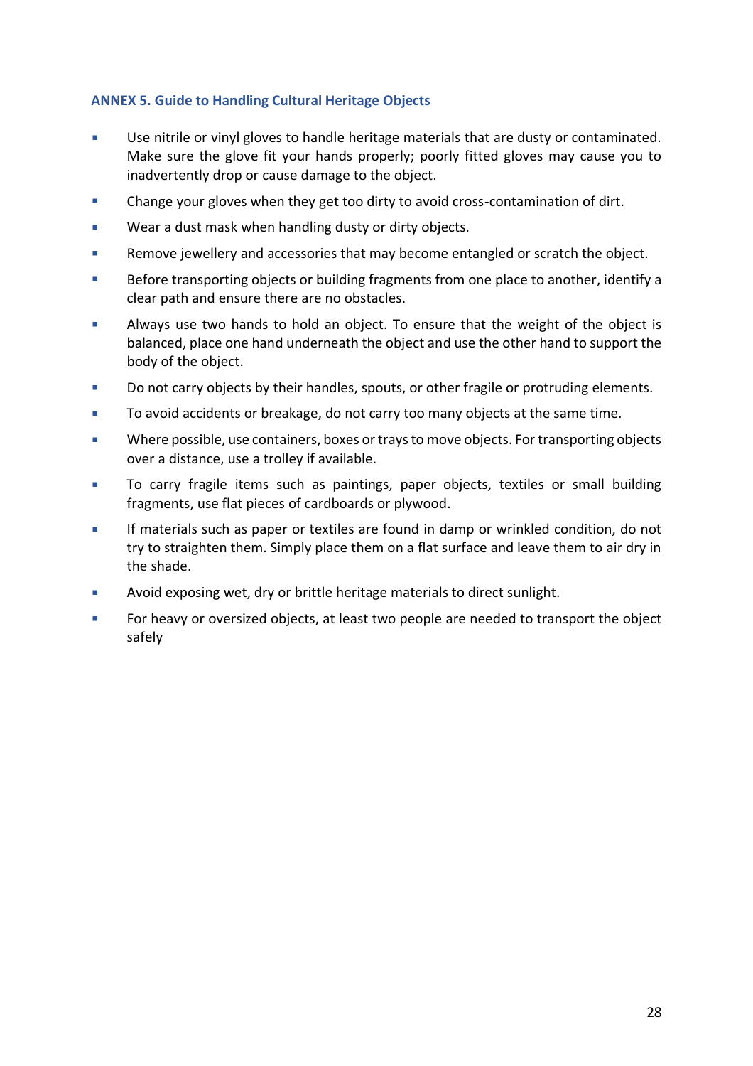### ANNEX 5. Guide to Handling Cultural Heritage Objects

- Use nitrile or vinyl gloves to handle heritage materials that are dusty or contaminated. Make sure the glove fit your hands properly; poorly fitted gloves may cause you to inadvertently drop or cause damage to the object.
- Change your gloves when they get too dirty to avoid cross-contamination of dirt.
- Wear a dust mask when handling dusty or dirty objects.
- Remove jewellery and accessories that may become entangled or scratch the object.
- Before transporting objects or building fragments from one place to another, identify a clear path and ensure there are no obstacles.
- Always use two hands to hold an object. To ensure that the weight of the object is balanced, place one hand underneath the object and use the other hand to support the body of the object.
- Do not carry objects by their handles, spouts, or other fragile or protruding elements.
- To avoid accidents or breakage, do not carry too many objects at the same time.
- Where possible, use containers, boxes or trays to move objects. For transporting objects over a distance, use a trolley if available.
- To carry fragile items such as paintings, paper objects, textiles or small building fragments, use flat pieces of cardboards or plywood.
- If materials such as paper or textiles are found in damp or wrinkled condition, do not try to straighten them. Simply place them on a flat surface and leave them to air dry in the shade.
- Avoid exposing wet, dry or brittle heritage materials to direct sunlight.
- For heavy or oversized objects, at least two people are needed to transport the object safely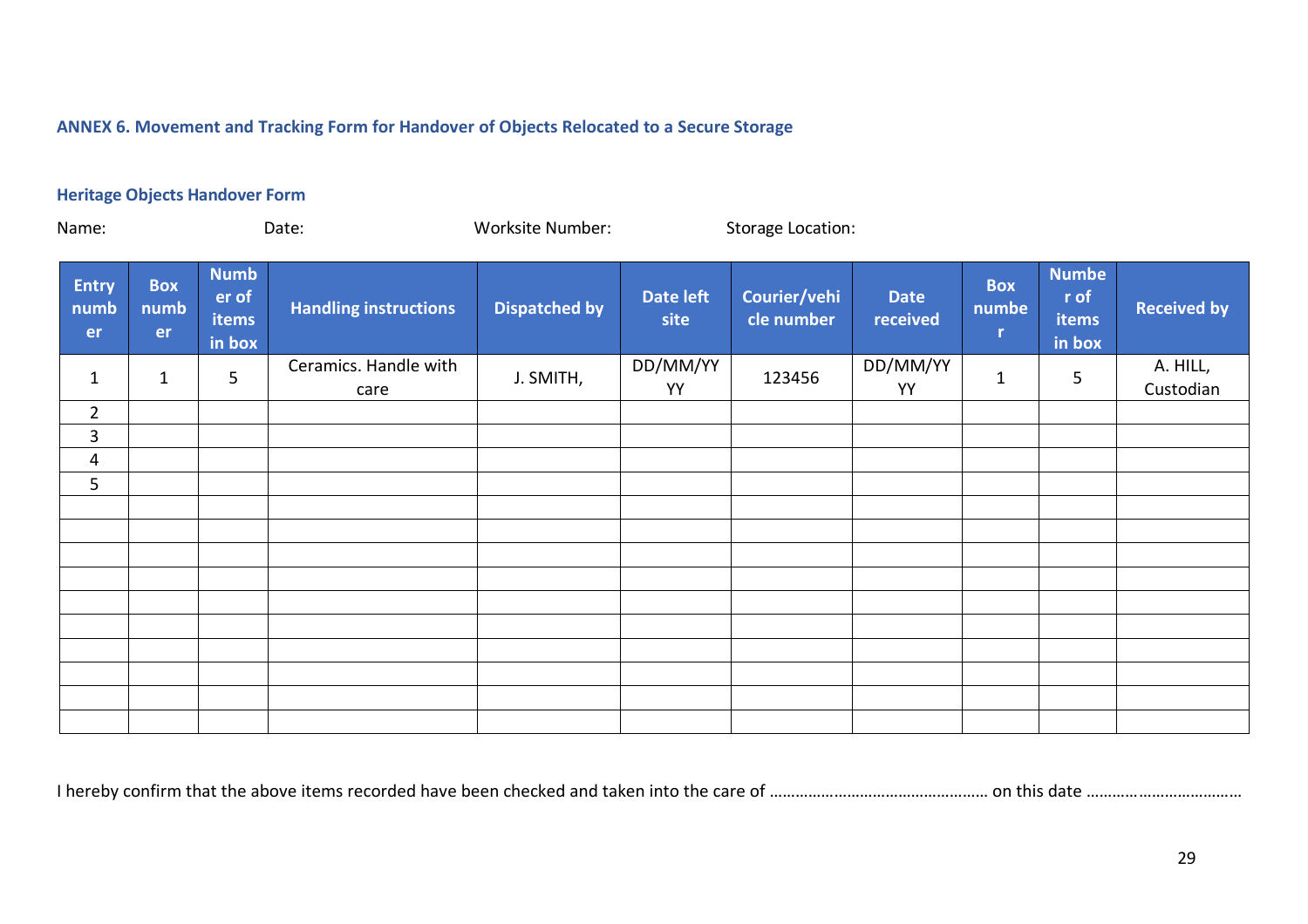### ANNEX 6. Movement and Tracking Form for Handover of Objects Relocated to a Secure Storage

#### Heritage Objects Handover Form

Name: Date: Worksite Number: Storage Location:

| Entry number | Box number | Number of items in box | Handling instructions | Dispatched by | Date left site | Courier/vehicle number | Date received | Box number | Number of items in box | Received by |
|---|---|---|---|---|---|---|---|---|---|---|
| 1 | 1 | 5 | Ceramics. Handle with care | J. SMITH, | DD/MM/YYYY | 123456 | DD/MM/YYYY | 1 | 5 | A. HILL, Custodian |
| 2 | | | | | | | | | | |
| 3 | | | | | | | | | | |
| 4 | | | | | | | | | | |
| 5 | | | | | | | | | | |
| | | | | | | | | | | |
| | | | | | | | | | | |
| | | | | | | | | | | |
| | | | | | | | | | | |
| | | | | | | | | | | |
| | | | | | | | | | | |
| | | | | | | | | | | |
| | | | | | | | | | | |
| | | | | | | | | | | |
| | | | | | | | | | | |

I hereby confirm that the above items recorded have been checked and taken into the care of ………………………………………… on this date ………………………………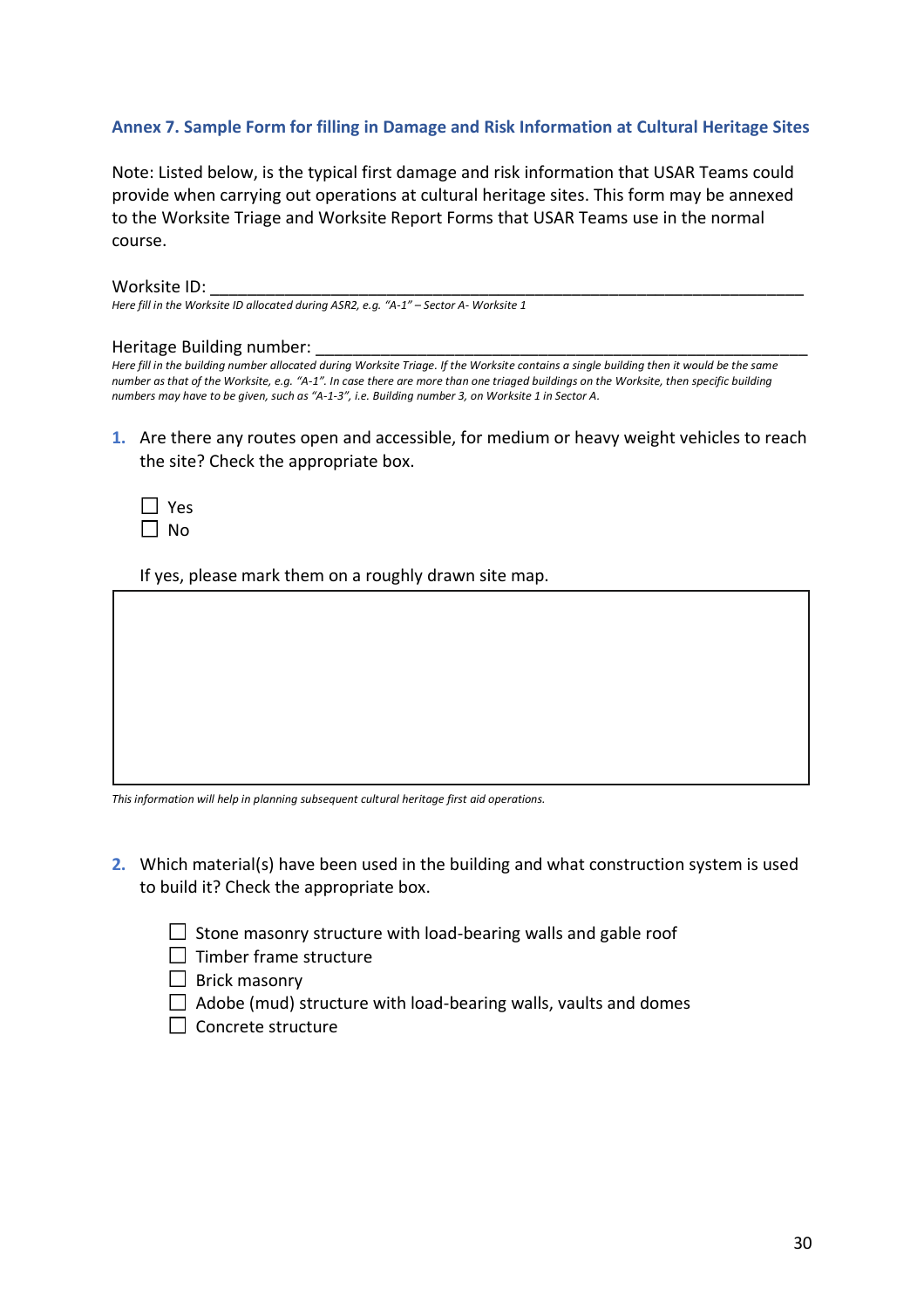### Annex 7. Sample Form for filling in Damage and Risk Information at Cultural Heritage Sites

Note: Listed below, is the typical first damage and risk information that USAR Teams could provide when carrying out operations at cultural heritage sites. This form may be annexed to the Worksite Triage and Worksite Report Forms that USAR Teams use in the normal course.

Worksite ID: ______________________________________________________________

*Here fill in the Worksite ID allocated during ASR2, e.g. "A-1" – Sector A- Worksite 1*

Heritage Building number: _______________________________________________________

*Here fill in the building number allocated during Worksite Triage. If the Worksite contains a single building then it would be the same number as that of the Worksite, e.g. "A-1". In case there are more than one triaged buildings on the Worksite, then specific building numbers may have to be given, such as "A-1-3", i.e. Building number 3, on Worksite 1 in Sector A.*

1. Are there any routes open and accessible, for medium or heavy weight vehicles to reach the site? Check the appropriate box.

   ☐ Yes
   ☐ No

   If yes, please mark them on a roughly drawn site map.

| |
|---|
| |

*This information will help in planning subsequent cultural heritage first aid operations.*

2. Which material(s) have been used in the building and what construction system is used to build it? Check the appropriate box.

   ☐ Stone masonry structure with load-bearing walls and gable roof
   ☐ Timber frame structure
   ☐ Brick masonry
   ☐ Adobe (mud) structure with load-bearing walls, vaults and domes
   ☐ Concrete structure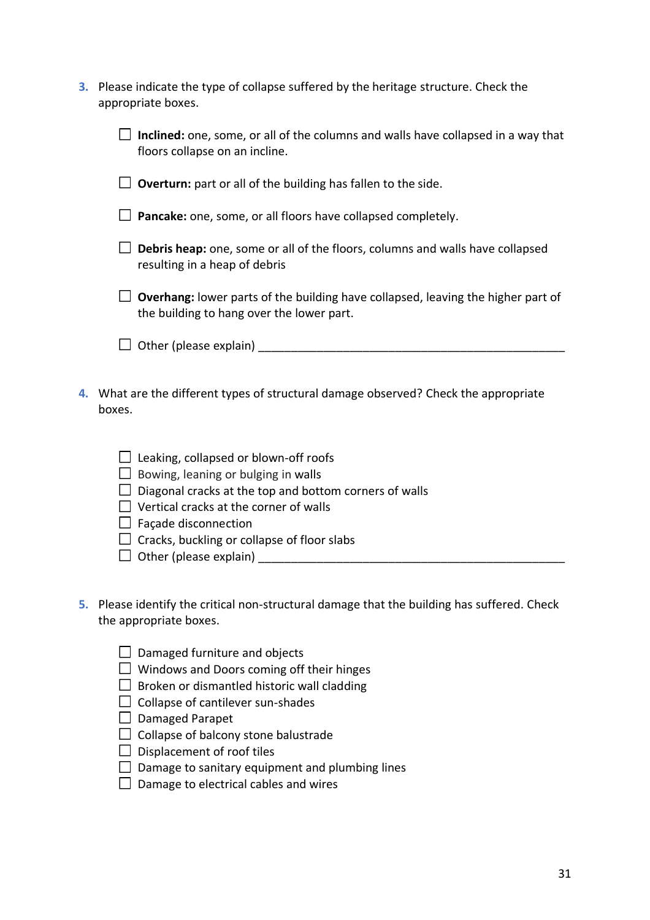3. Please indicate the type of collapse suffered by the heritage structure. Check the appropriate boxes.

   - ☐ **Inclined:** one, some, or all of the columns and walls have collapsed in a way that floors collapse on an incline.
   - ☐ **Overturn:** part or all of the building has fallen to the side.
   - ☐ **Pancake:** one, some, or all floors have collapsed completely.
   - ☐ **Debris heap:** one, some or all of the floors, columns and walls have collapsed resulting in a heap of debris
   - ☐ **Overhang:** lower parts of the building have collapsed, leaving the higher part of the building to hang over the lower part.
   - ☐ Other (please explain) ________________________________________________

4. What are the different types of structural damage observed? Check the appropriate boxes.

   - ☐ Leaking, collapsed or blown-off roofs
   - ☐ Bowing, leaning or bulging in walls
   - ☐ Diagonal cracks at the top and bottom corners of walls
   - ☐ Vertical cracks at the corner of walls
   - ☐ Façade disconnection
   - ☐ Cracks, buckling or collapse of floor slabs
   - ☐ Other (please explain) ________________________________________________

5. Please identify the critical non-structural damage that the building has suffered. Check the appropriate boxes.

   - ☐ Damaged furniture and objects
   - ☐ Windows and Doors coming off their hinges
   - ☐ Broken or dismantled historic wall cladding
   - ☐ Collapse of cantilever sun-shades
   - ☐ Damaged Parapet
   - ☐ Collapse of balcony stone balustrade
   - ☐ Displacement of roof tiles
   - ☐ Damage to sanitary equipment and plumbing lines
   - ☐ Damage to electrical cables and wires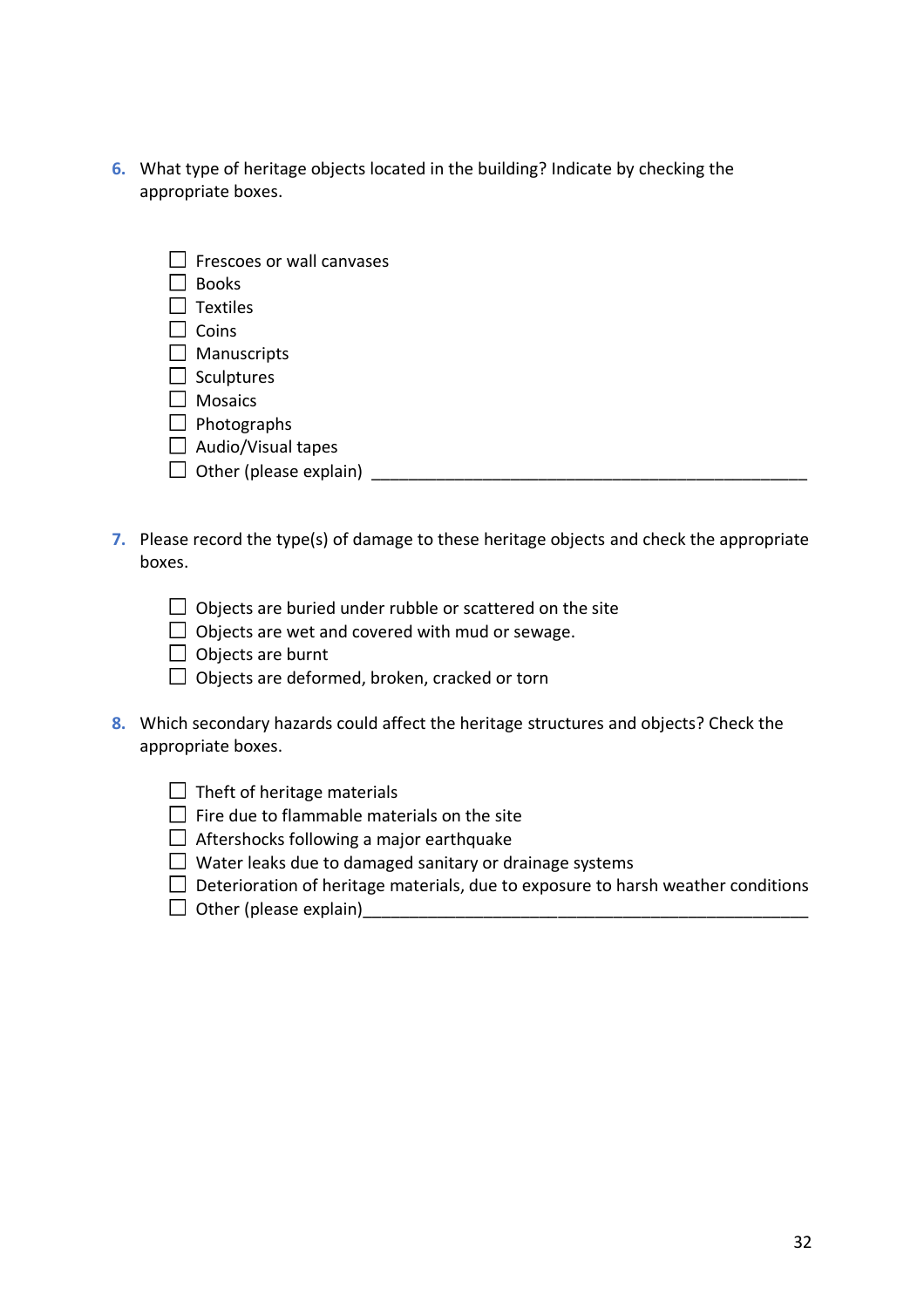6. What type of heritage objects located in the building? Indicate by checking the appropriate boxes.

- ☐ Frescoes or wall canvases
- ☐ Books
- ☐ Textiles
- ☐ Coins
- ☐ Manuscripts
- ☐ Sculptures
- ☐ Mosaics
- ☐ Photographs
- ☐ Audio/Visual tapes
- ☐ Other (please explain) ______________________________________________

7. Please record the type(s) of damage to these heritage objects and check the appropriate boxes.

- ☐ Objects are buried under rubble or scattered on the site
- ☐ Objects are wet and covered with mud or sewage.
- ☐ Objects are burnt
- ☐ Objects are deformed, broken, cracked or torn

8. Which secondary hazards could affect the heritage structures and objects? Check the appropriate boxes.

- ☐ Theft of heritage materials
- ☐ Fire due to flammable materials on the site
- ☐ Aftershocks following a major earthquake
- ☐ Water leaks due to damaged sanitary or drainage systems
- ☐ Deterioration of heritage materials, due to exposure to harsh weather conditions
- ☐ Other (please explain)______________________________________________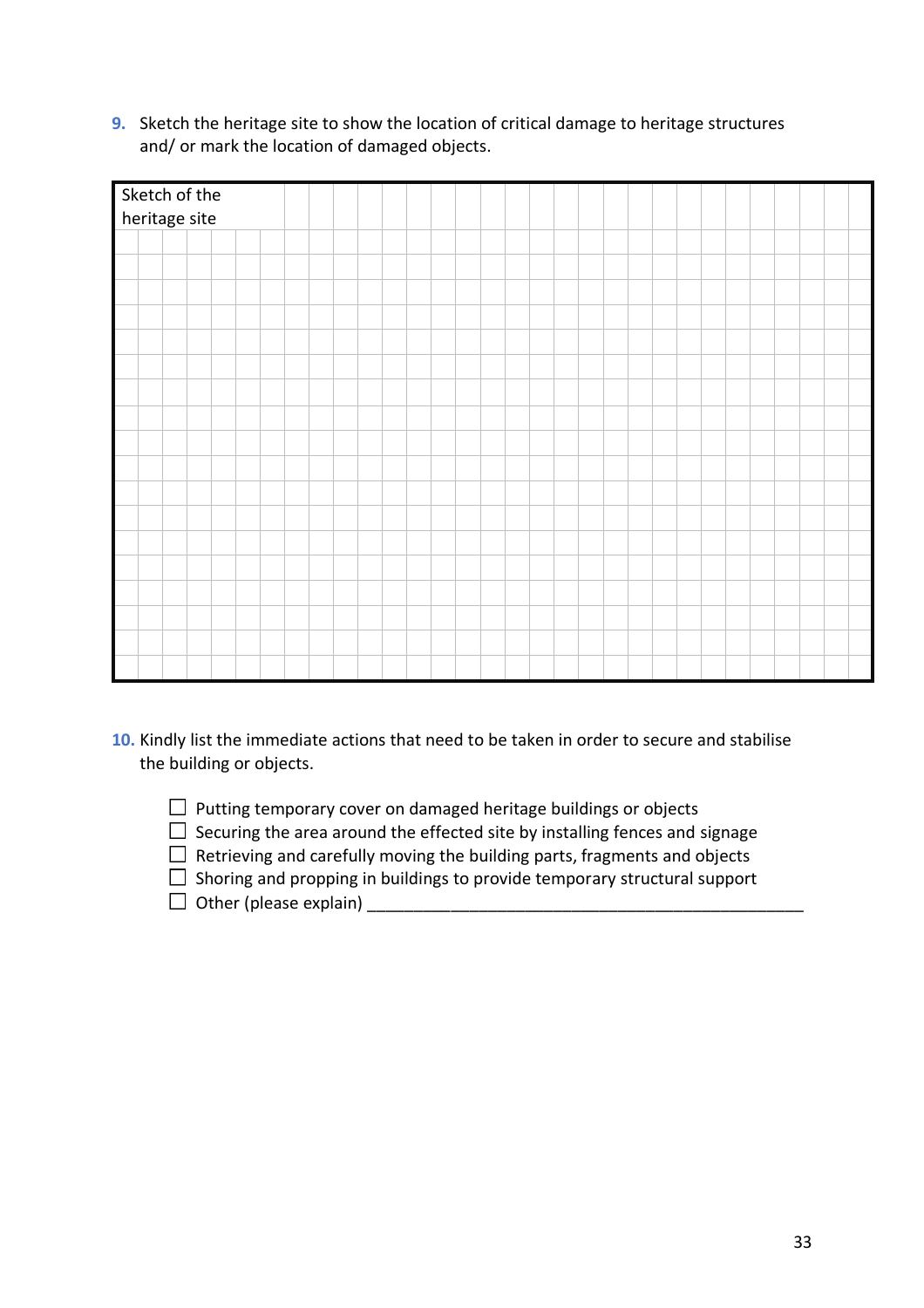9. Sketch the heritage site to show the location of critical damage to heritage structures and/ or mark the location of damaged objects.

| Sketch of the heritage site |
| --- |
| |

10. Kindly list the immediate actions that need to be taken in order to secure and stabilise the building or objects.

- ☐ Putting temporary cover on damaged heritage buildings or objects
- ☐ Securing the area around the effected site by installing fences and signage
- ☐ Retrieving and carefully moving the building parts, fragments and objects
- ☐ Shoring and propping in buildings to provide temporary structural support
- ☐ Other (please explain) ___________________________________________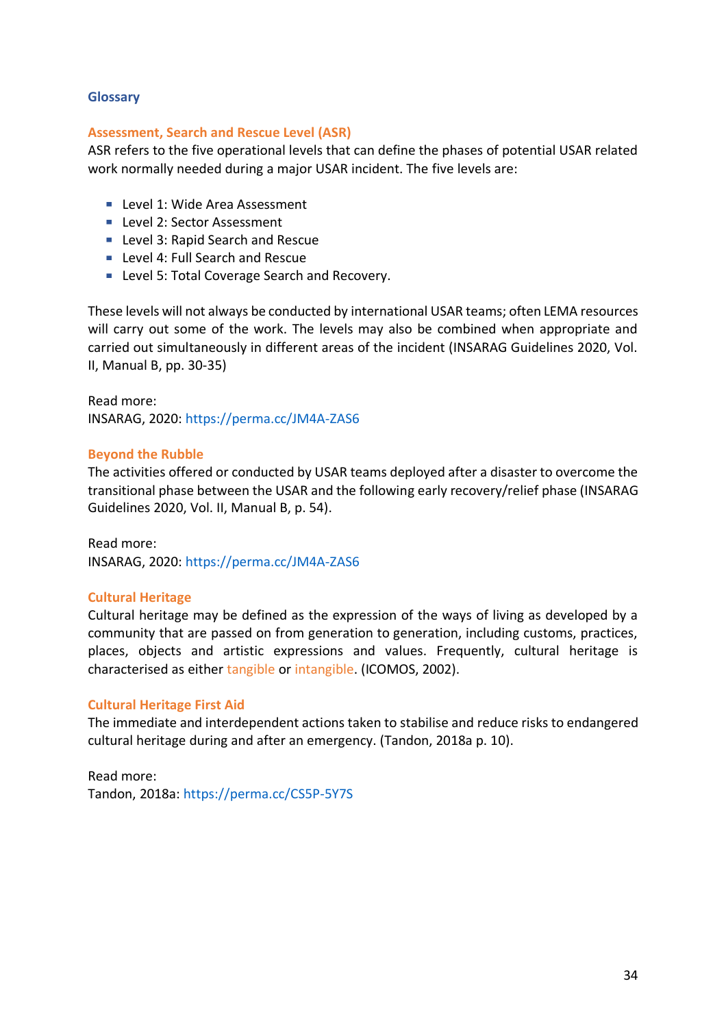## Glossary

### Assessment, Search and Rescue Level (ASR)

ASR refers to the five operational levels that can define the phases of potential USAR related work normally needed during a major USAR incident. The five levels are:

- Level 1: Wide Area Assessment
- Level 2: Sector Assessment
- Level 3: Rapid Search and Rescue
- Level 4: Full Search and Rescue
- Level 5: Total Coverage Search and Recovery.

These levels will not always be conducted by international USAR teams; often LEMA resources will carry out some of the work. The levels may also be combined when appropriate and carried out simultaneously in different areas of the incident (INSARAG Guidelines 2020, Vol. II, Manual B, pp. 30-35)

Read more:
INSARAG, 2020: https://perma.cc/JM4A-ZAS6

### Beyond the Rubble

The activities offered or conducted by USAR teams deployed after a disaster to overcome the transitional phase between the USAR and the following early recovery/relief phase (INSARAG Guidelines 2020, Vol. II, Manual B, p. 54).

Read more:
INSARAG, 2020: https://perma.cc/JM4A-ZAS6

### Cultural Heritage

Cultural heritage may be defined as the expression of the ways of living as developed by a community that are passed on from generation to generation, including customs, practices, places, objects and artistic expressions and values. Frequently, cultural heritage is characterised as either tangible or intangible. (ICOMOS, 2002).

### Cultural Heritage First Aid

The immediate and interdependent actions taken to stabilise and reduce risks to endangered cultural heritage during and after an emergency. (Tandon, 2018a p. 10).

Read more:
Tandon, 2018a: https://perma.cc/CS5P-5Y7S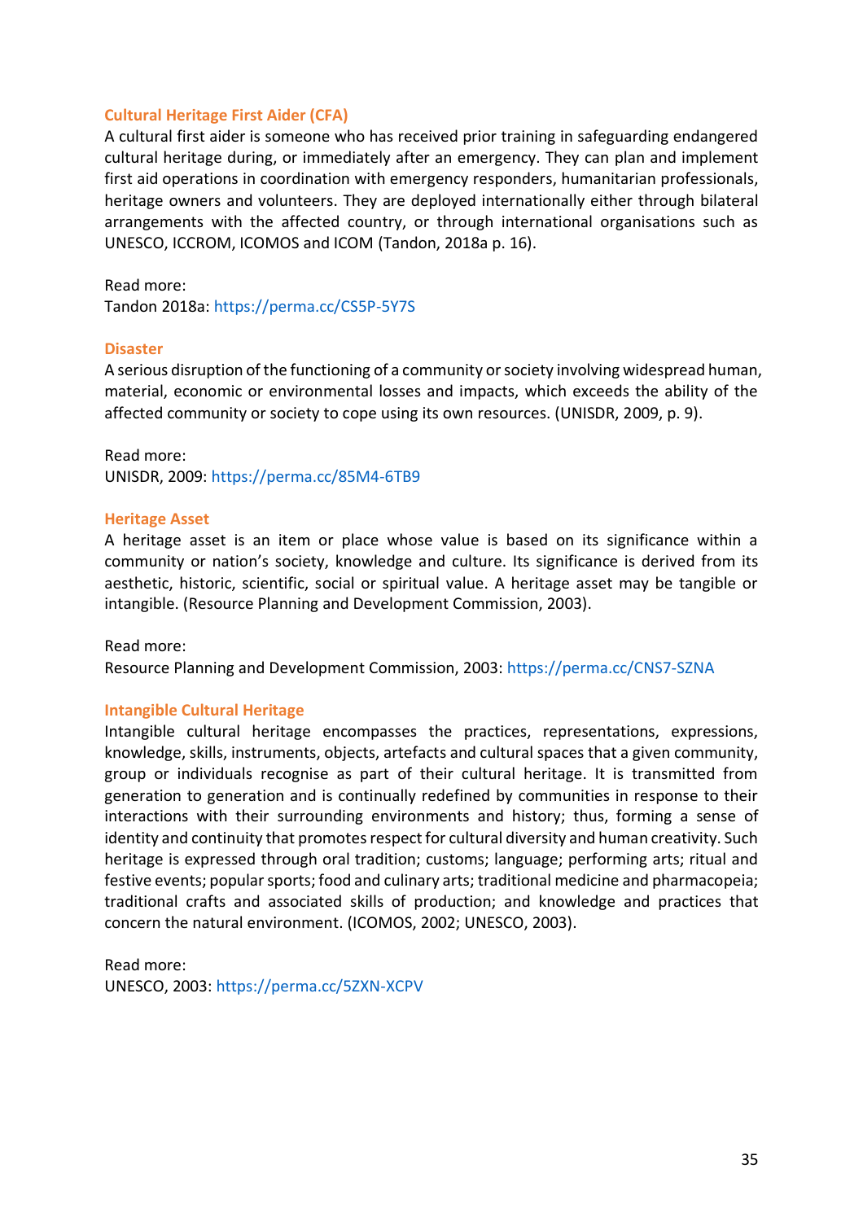### Cultural Heritage First Aider (CFA)

A cultural first aider is someone who has received prior training in safeguarding endangered cultural heritage during, or immediately after an emergency. They can plan and implement first aid operations in coordination with emergency responders, humanitarian professionals, heritage owners and volunteers. They are deployed internationally either through bilateral arrangements with the affected country, or through international organisations such as UNESCO, ICCROM, ICOMOS and ICOM (Tandon, 2018a p. 16).

Read more:
Tandon 2018a: https://perma.cc/CS5P-5Y7S

### Disaster

A serious disruption of the functioning of a community or society involving widespread human, material, economic or environmental losses and impacts, which exceeds the ability of the affected community or society to cope using its own resources. (UNISDR, 2009, p. 9).

Read more:
UNISDR, 2009: https://perma.cc/85M4-6TB9

### Heritage Asset

A heritage asset is an item or place whose value is based on its significance within a community or nation's society, knowledge and culture. Its significance is derived from its aesthetic, historic, scientific, social or spiritual value. A heritage asset may be tangible or intangible. (Resource Planning and Development Commission, 2003).

Read more:
Resource Planning and Development Commission, 2003: https://perma.cc/CNS7-SZNA

### Intangible Cultural Heritage

Intangible cultural heritage encompasses the practices, representations, expressions, knowledge, skills, instruments, objects, artefacts and cultural spaces that a given community, group or individuals recognise as part of their cultural heritage. It is transmitted from generation to generation and is continually redefined by communities in response to their interactions with their surrounding environments and history; thus, forming a sense of identity and continuity that promotes respect for cultural diversity and human creativity. Such heritage is expressed through oral tradition; customs; language; performing arts; ritual and festive events; popular sports; food and culinary arts; traditional medicine and pharmacopeia; traditional crafts and associated skills of production; and knowledge and practices that concern the natural environment. (ICOMOS, 2002; UNESCO, 2003).

Read more:
UNESCO, 2003: https://perma.cc/5ZXN-XCPV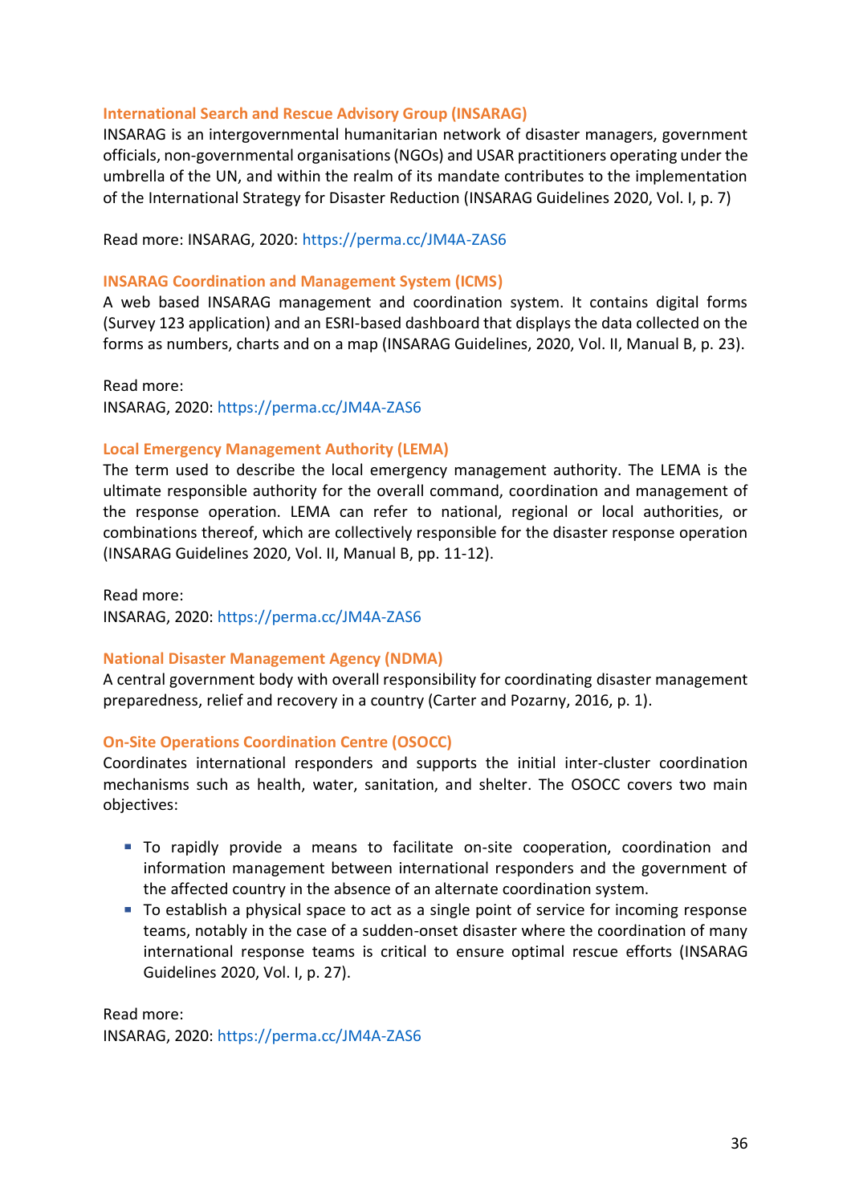### International Search and Rescue Advisory Group (INSARAG)

INSARAG is an intergovernmental humanitarian network of disaster managers, government officials, non-governmental organisations (NGOs) and USAR practitioners operating under the umbrella of the UN, and within the realm of its mandate contributes to the implementation of the International Strategy for Disaster Reduction (INSARAG Guidelines 2020, Vol. I, p. 7)

Read more: INSARAG, 2020: https://perma.cc/JM4A-ZAS6

### INSARAG Coordination and Management System (ICMS)

A web based INSARAG management and coordination system. It contains digital forms (Survey 123 application) and an ESRI-based dashboard that displays the data collected on the forms as numbers, charts and on a map (INSARAG Guidelines, 2020, Vol. II, Manual B, p. 23).

Read more:
INSARAG, 2020: https://perma.cc/JM4A-ZAS6

### Local Emergency Management Authority (LEMA)

The term used to describe the local emergency management authority. The LEMA is the ultimate responsible authority for the overall command, coordination and management of the response operation. LEMA can refer to national, regional or local authorities, or combinations thereof, which are collectively responsible for the disaster response operation (INSARAG Guidelines 2020, Vol. II, Manual B, pp. 11-12).

Read more:
INSARAG, 2020: https://perma.cc/JM4A-ZAS6

### National Disaster Management Agency (NDMA)

A central government body with overall responsibility for coordinating disaster management preparedness, relief and recovery in a country (Carter and Pozarny, 2016, p. 1).

### On-Site Operations Coordination Centre (OSOCC)

Coordinates international responders and supports the initial inter-cluster coordination mechanisms such as health, water, sanitation, and shelter. The OSOCC covers two main objectives:

- To rapidly provide a means to facilitate on-site cooperation, coordination and information management between international responders and the government of the affected country in the absence of an alternate coordination system.
- To establish a physical space to act as a single point of service for incoming response teams, notably in the case of a sudden-onset disaster where the coordination of many international response teams is critical to ensure optimal rescue efforts (INSARAG Guidelines 2020, Vol. I, p. 27).

Read more:
INSARAG, 2020: https://perma.cc/JM4A-ZAS6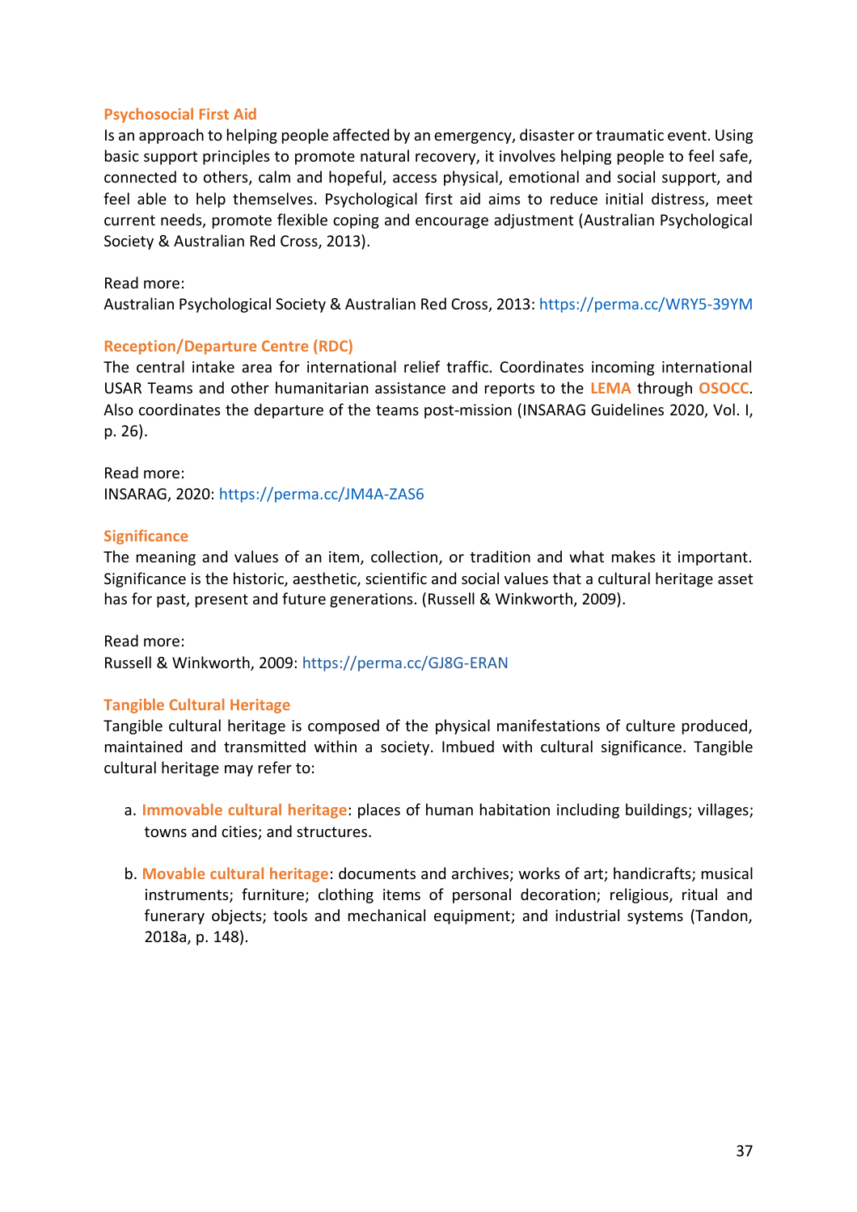### Psychosocial First Aid

Is an approach to helping people affected by an emergency, disaster or traumatic event. Using basic support principles to promote natural recovery, it involves helping people to feel safe, connected to others, calm and hopeful, access physical, emotional and social support, and feel able to help themselves. Psychological first aid aims to reduce initial distress, meet current needs, promote flexible coping and encourage adjustment (Australian Psychological Society & Australian Red Cross, 2013).

Read more:
Australian Psychological Society & Australian Red Cross, 2013: https://perma.cc/WRY5-39YM

### Reception/Departure Centre (RDC)

The central intake area for international relief traffic. Coordinates incoming international USAR Teams and other humanitarian assistance and reports to the **LEMA** through **OSOCC**. Also coordinates the departure of the teams post-mission (INSARAG Guidelines 2020, Vol. I, p. 26).

Read more:
INSARAG, 2020: https://perma.cc/JM4A-ZAS6

### Significance

The meaning and values of an item, collection, or tradition and what makes it important. Significance is the historic, aesthetic, scientific and social values that a cultural heritage asset has for past, present and future generations. (Russell & Winkworth, 2009).

Read more:
Russell & Winkworth, 2009: https://perma.cc/GJ8G-ERAN

### Tangible Cultural Heritage

Tangible cultural heritage is composed of the physical manifestations of culture produced, maintained and transmitted within a society. Imbued with cultural significance. Tangible cultural heritage may refer to:

a. **Immovable cultural heritage**: places of human habitation including buildings; villages; towns and cities; and structures.

b. **Movable cultural heritage**: documents and archives; works of art; handicrafts; musical instruments; furniture; clothing items of personal decoration; religious, ritual and funerary objects; tools and mechanical equipment; and industrial systems (Tandon, 2018a, p. 148).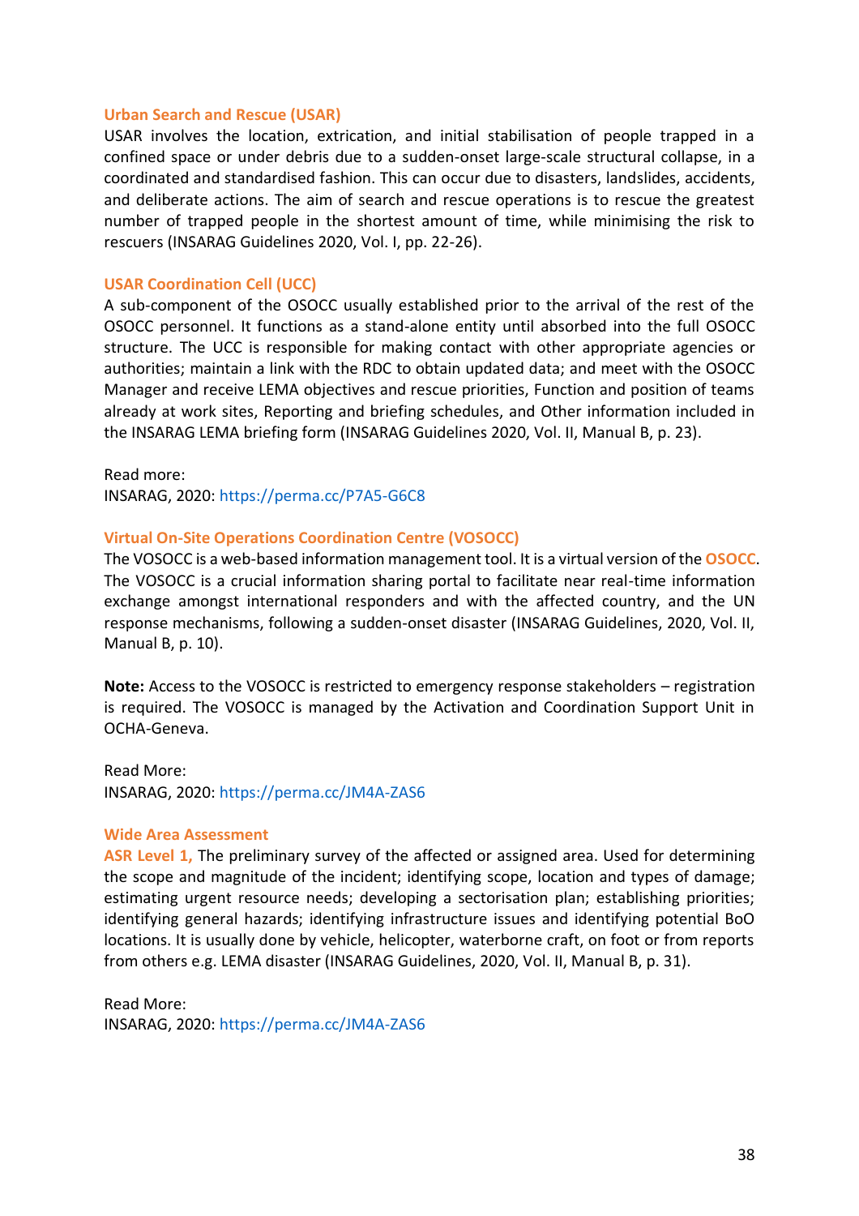### Urban Search and Rescue (USAR)

USAR involves the location, extrication, and initial stabilisation of people trapped in a confined space or under debris due to a sudden-onset large-scale structural collapse, in a coordinated and standardised fashion. This can occur due to disasters, landslides, accidents, and deliberate actions. The aim of search and rescue operations is to rescue the greatest number of trapped people in the shortest amount of time, while minimising the risk to rescuers (INSARAG Guidelines 2020, Vol. I, pp. 22-26).

### USAR Coordination Cell (UCC)

A sub-component of the OSOCC usually established prior to the arrival of the rest of the OSOCC personnel. It functions as a stand-alone entity until absorbed into the full OSOCC structure. The UCC is responsible for making contact with other appropriate agencies or authorities; maintain a link with the RDC to obtain updated data; and meet with the OSOCC Manager and receive LEMA objectives and rescue priorities, Function and position of teams already at work sites, Reporting and briefing schedules, and Other information included in the INSARAG LEMA briefing form (INSARAG Guidelines 2020, Vol. II, Manual B, p. 23).

Read more:
INSARAG, 2020: https://perma.cc/P7A5-G6C8

### Virtual On-Site Operations Coordination Centre (VOSOCC)

The VOSOCC is a web-based information management tool. It is a virtual version of the OSOCC. The VOSOCC is a crucial information sharing portal to facilitate near real-time information exchange amongst international responders and with the affected country, and the UN response mechanisms, following a sudden-onset disaster (INSARAG Guidelines, 2020, Vol. II, Manual B, p. 10).

**Note:** Access to the VOSOCC is restricted to emergency response stakeholders – registration is required. The VOSOCC is managed by the Activation and Coordination Support Unit in OCHA-Geneva.

Read More:
INSARAG, 2020: https://perma.cc/JM4A-ZAS6

### Wide Area Assessment

ASR Level 1, The preliminary survey of the affected or assigned area. Used for determining the scope and magnitude of the incident; identifying scope, location and types of damage; estimating urgent resource needs; developing a sectorisation plan; establishing priorities; identifying general hazards; identifying infrastructure issues and identifying potential BoO locations. It is usually done by vehicle, helicopter, waterborne craft, on foot or from reports from others e.g. LEMA disaster (INSARAG Guidelines, 2020, Vol. II, Manual B, p. 31).

Read More:
INSARAG, 2020: https://perma.cc/JM4A-ZAS6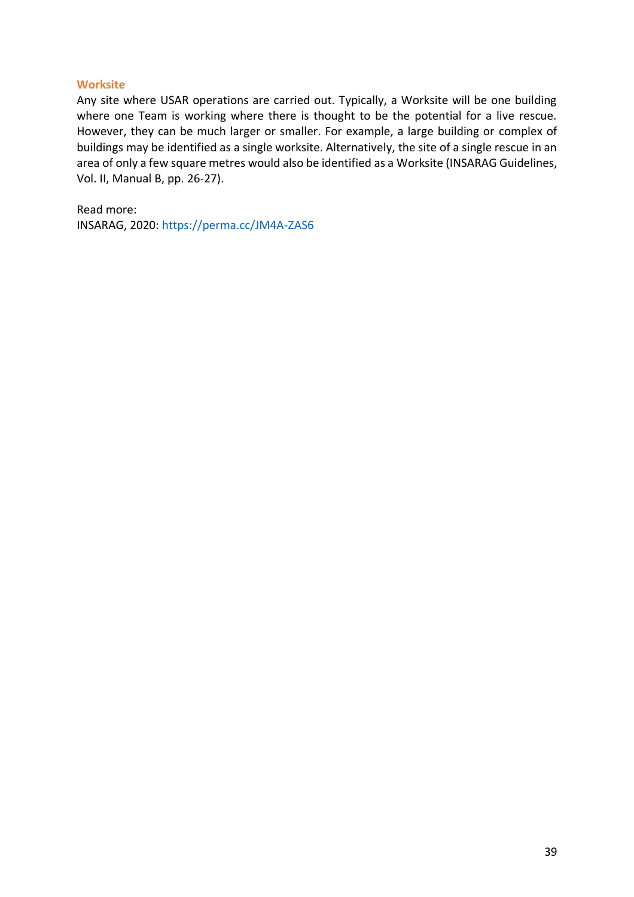### Worksite

Any site where USAR operations are carried out. Typically, a Worksite will be one building where one Team is working where there is thought to be the potential for a live rescue. However, they can be much larger or smaller. For example, a large building or complex of buildings may be identified as a single worksite. Alternatively, the site of a single rescue in an area of only a few square metres would also be identified as a Worksite (INSARAG Guidelines, Vol. II, Manual B, pp. 26-27).

Read more:
INSARAG, 2020: https://perma.cc/JM4A-ZAS6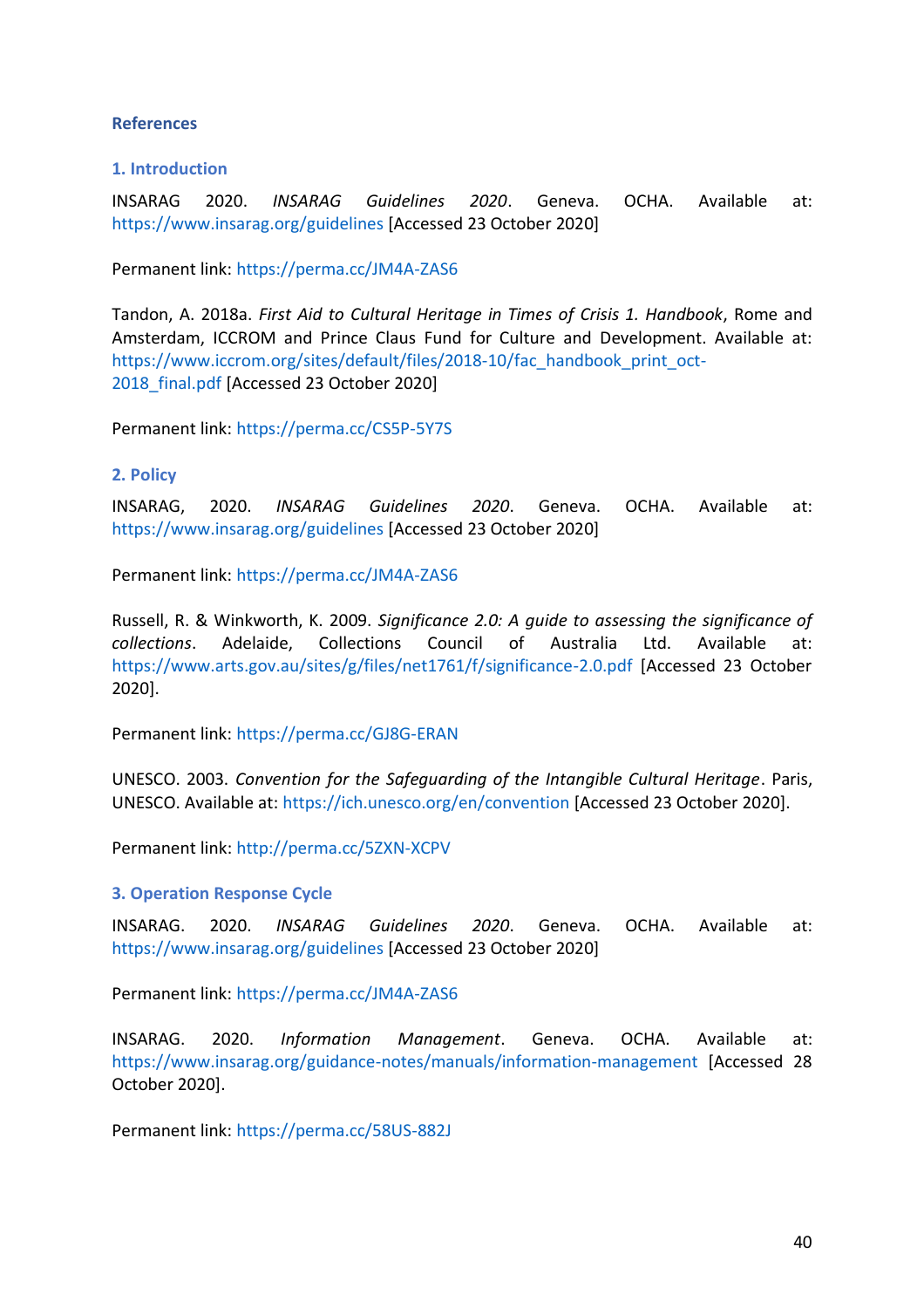## References

### 1. Introduction

INSARAG 2020. *INSARAG Guidelines 2020*. Geneva. OCHA. Available at: https://www.insarag.org/guidelines [Accessed 23 October 2020]

Permanent link: https://perma.cc/JM4A-ZAS6

Tandon, A. 2018a. *First Aid to Cultural Heritage in Times of Crisis 1. Handbook*, Rome and Amsterdam, ICCROM and Prince Claus Fund for Culture and Development. Available at: https://www.iccrom.org/sites/default/files/2018-10/fac_handbook_print_oct-2018_final.pdf [Accessed 23 October 2020]

Permanent link: https://perma.cc/CS5P-5Y7S

### 2. Policy

INSARAG, 2020. *INSARAG Guidelines 2020*. Geneva. OCHA. Available at: https://www.insarag.org/guidelines [Accessed 23 October 2020]

Permanent link: https://perma.cc/JM4A-ZAS6

Russell, R. & Winkworth, K. 2009. *Significance 2.0: A guide to assessing the significance of collections*. Adelaide, Collections Council of Australia Ltd. Available at: https://www.arts.gov.au/sites/g/files/net1761/f/significance-2.0.pdf [Accessed 23 October 2020].

Permanent link: https://perma.cc/GJ8G-ERAN

UNESCO. 2003. *Convention for the Safeguarding of the Intangible Cultural Heritage*. Paris, UNESCO. Available at: https://ich.unesco.org/en/convention [Accessed 23 October 2020].

Permanent link: http://perma.cc/5ZXN-XCPV

### 3. Operation Response Cycle

INSARAG. 2020. *INSARAG Guidelines 2020*. Geneva. OCHA. Available at: https://www.insarag.org/guidelines [Accessed 23 October 2020]

Permanent link: https://perma.cc/JM4A-ZAS6

INSARAG. 2020. *Information Management*. Geneva. OCHA. Available at: https://www.insarag.org/guidance-notes/manuals/information-management [Accessed 28 October 2020].

Permanent link: https://perma.cc/58US-882J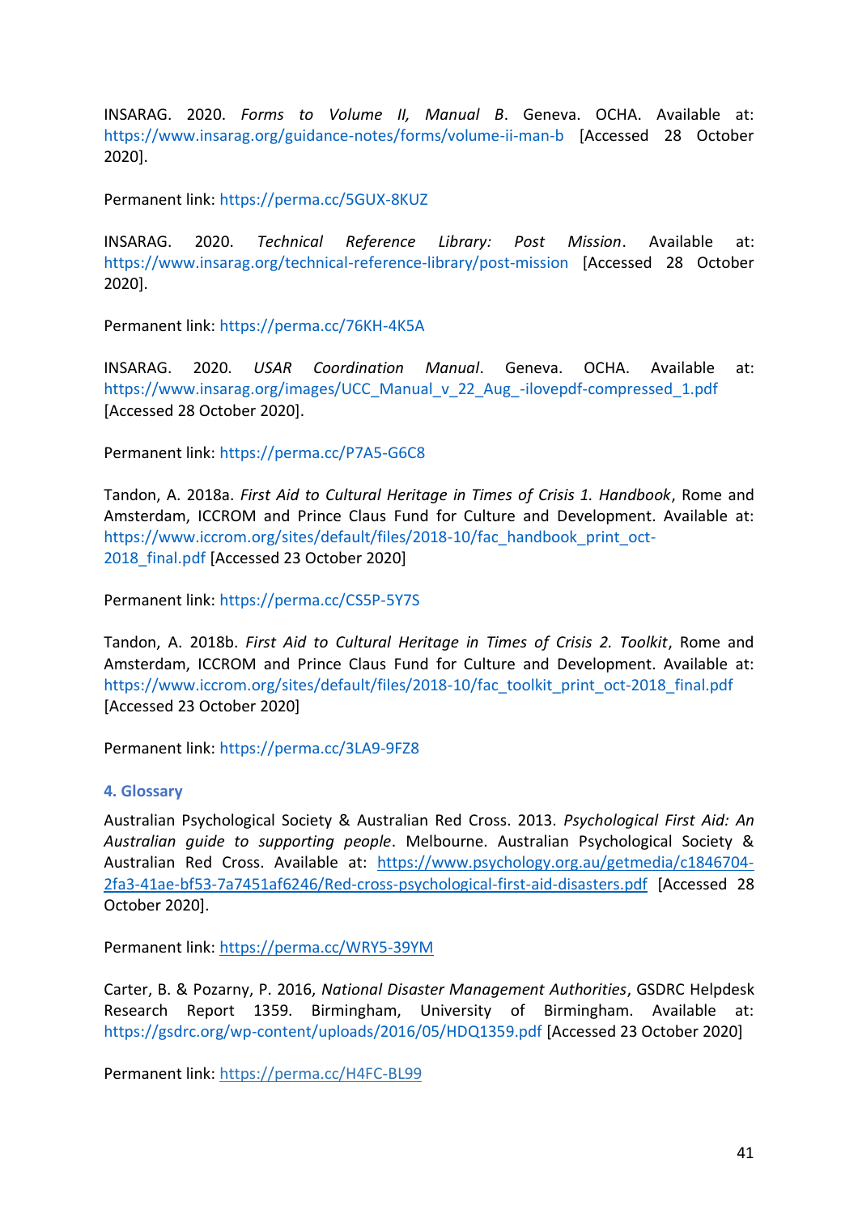INSARAG. 2020. *Forms to Volume II, Manual B*. Geneva. OCHA. Available at: https://www.insarag.org/guidance-notes/forms/volume-ii-man-b [Accessed 28 October 2020].

Permanent link: https://perma.cc/5GUX-8KUZ

INSARAG. 2020. *Technical Reference Library: Post Mission*. Available at: https://www.insarag.org/technical-reference-library/post-mission [Accessed 28 October 2020].

Permanent link: https://perma.cc/76KH-4K5A

INSARAG. 2020. *USAR Coordination Manual*. Geneva. OCHA. Available at: https://www.insarag.org/images/UCC_Manual_v_22_Aug_-ilovepdf-compressed_1.pdf [Accessed 28 October 2020].

Permanent link: https://perma.cc/P7A5-G6C8

Tandon, A. 2018a. *First Aid to Cultural Heritage in Times of Crisis 1. Handbook*, Rome and Amsterdam, ICCROM and Prince Claus Fund for Culture and Development. Available at: https://www.iccrom.org/sites/default/files/2018-10/fac_handbook_print_oct-2018_final.pdf [Accessed 23 October 2020]

Permanent link: https://perma.cc/CS5P-5Y7S

Tandon, A. 2018b. *First Aid to Cultural Heritage in Times of Crisis 2. Toolkit*, Rome and Amsterdam, ICCROM and Prince Claus Fund for Culture and Development. Available at: https://www.iccrom.org/sites/default/files/2018-10/fac_toolkit_print_oct-2018_final.pdf [Accessed 23 October 2020]

Permanent link: https://perma.cc/3LA9-9FZ8

## 4. Glossary

Australian Psychological Society & Australian Red Cross. 2013. *Psychological First Aid: An Australian guide to supporting people*. Melbourne. Australian Psychological Society & Australian Red Cross. Available at: https://www.psychology.org.au/getmedia/c1846704-2fa3-41ae-bf53-7a7451af6246/Red-cross-psychological-first-aid-disasters.pdf [Accessed 28 October 2020].

Permanent link: https://perma.cc/WRY5-39YM

Carter, B. & Pozarny, P. 2016, *National Disaster Management Authorities*, GSDRC Helpdesk Research Report 1359. Birmingham, University of Birmingham. Available at: https://gsdrc.org/wp-content/uploads/2016/05/HDQ1359.pdf [Accessed 23 October 2020]

Permanent link: https://perma.cc/H4FC-BL99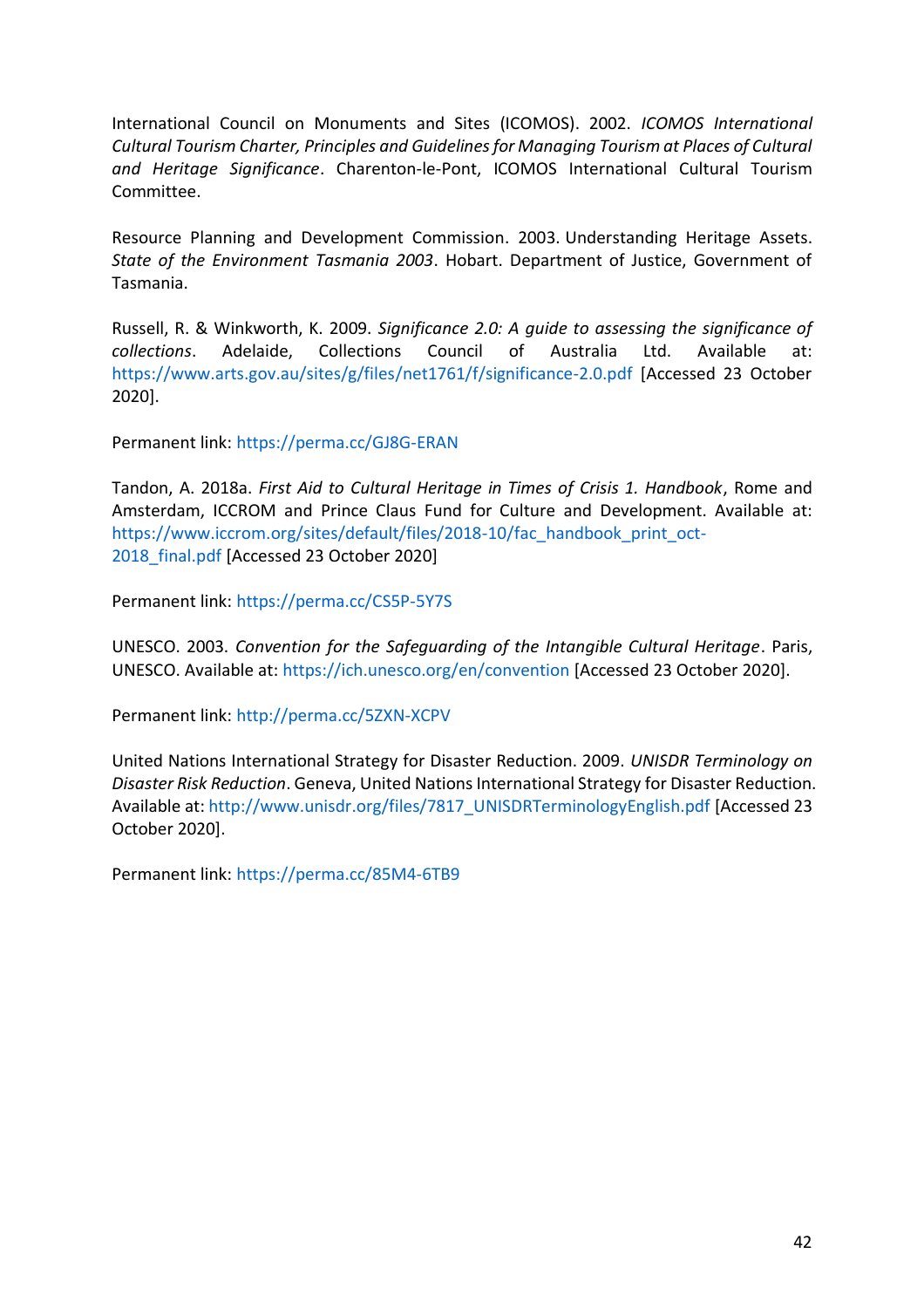International Council on Monuments and Sites (ICOMOS). 2002. *ICOMOS International Cultural Tourism Charter, Principles and Guidelines for Managing Tourism at Places of Cultural and Heritage Significance*. Charenton-le-Pont, ICOMOS International Cultural Tourism Committee.

Resource Planning and Development Commission. 2003. Understanding Heritage Assets. *State of the Environment Tasmania 2003*. Hobart. Department of Justice, Government of Tasmania.

Russell, R. & Winkworth, K. 2009. *Significance 2.0: A guide to assessing the significance of collections*. Adelaide, Collections Council of Australia Ltd. Available at: https://www.arts.gov.au/sites/g/files/net1761/f/significance-2.0.pdf [Accessed 23 October 2020].

Permanent link: https://perma.cc/GJ8G-ERAN

Tandon, A. 2018a. *First Aid to Cultural Heritage in Times of Crisis 1. Handbook*, Rome and Amsterdam, ICCROM and Prince Claus Fund for Culture and Development. Available at: https://www.iccrom.org/sites/default/files/2018-10/fac_handbook_print_oct-2018_final.pdf [Accessed 23 October 2020]

Permanent link: https://perma.cc/CS5P-5Y7S

UNESCO. 2003. *Convention for the Safeguarding of the Intangible Cultural Heritage*. Paris, UNESCO. Available at: https://ich.unesco.org/en/convention [Accessed 23 October 2020].

Permanent link: http://perma.cc/5ZXN-XCPV

United Nations International Strategy for Disaster Reduction. 2009. *UNISDR Terminology on Disaster Risk Reduction*. Geneva, United Nations International Strategy for Disaster Reduction. Available at: http://www.unisdr.org/files/7817_UNISDRTerminologyEnglish.pdf [Accessed 23 October 2020].

Permanent link: https://perma.cc/85M4-6TB9